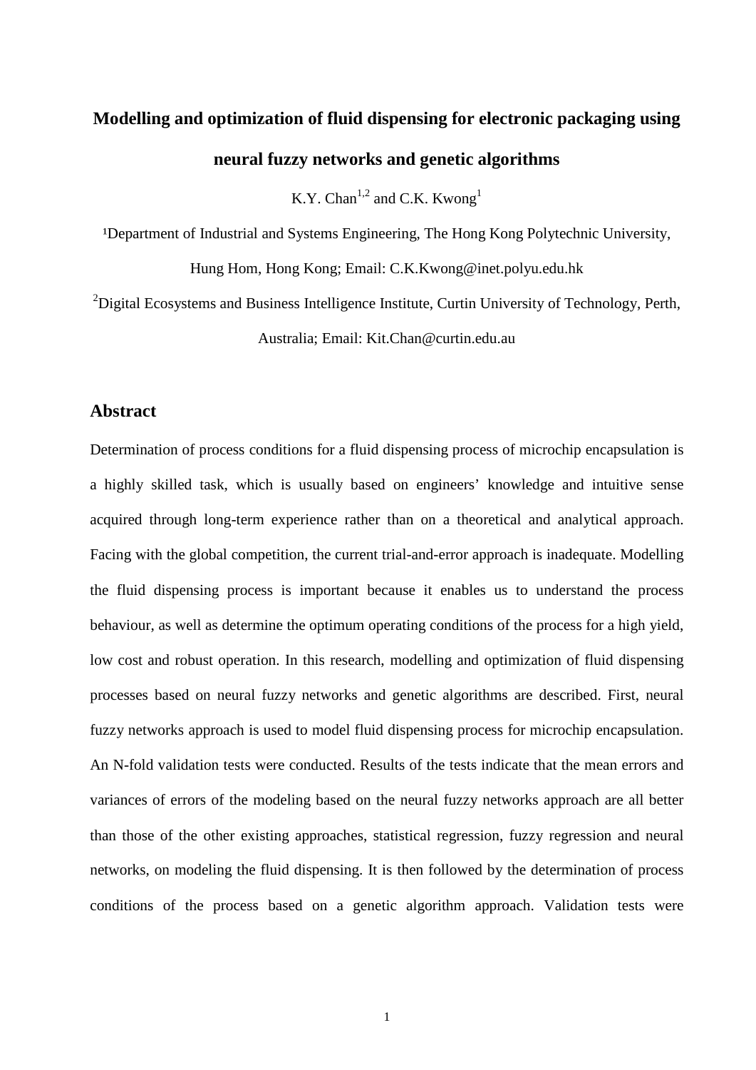# Modelling and optimization of fluid dispensing for electronic packaging using neural fuzzy networks and genetic algorithms

K.Y. Chan[1,2] and C.K. Kwong[1]

[1]Department of Industrial and Systems Engineering, The Hong Kong Polytechnic University, Hung Hom, Hong Kong; Email: C.K.Kwong@inet.polyu.edu.hk

[2]Digital Ecosystems and Business Intelligence Institute, Curtin University of Technology, Perth, Australia; Email: Kit.Chan@curtin.edu.au

## Abstract

Determination of process conditions for a fluid dispensing process of microchip encapsulation is a highly skilled task, which is usually based on engineers' knowledge and intuitive sense acquired through long-term experience rather than on a theoretical and analytical approach. Facing with the global competition, the current trial-and-error approach is inadequate. Modelling the fluid dispensing process is important because it enables us to understand the process behaviour, as well as determine the optimum operating conditions of the process for a high yield, low cost and robust operation. In this research, modelling and optimization of fluid dispensing processes based on neural fuzzy networks and genetic algorithms are described. First, neural fuzzy networks approach is used to model fluid dispensing process for microchip encapsulation. An N-fold validation tests were conducted. Results of the tests indicate that the mean errors and variances of errors of the modeling based on the neural fuzzy networks approach are all better than those of the other existing approaches, statistical regression, fuzzy regression and neural networks, on modeling the fluid dispensing. It is then followed by the determination of process conditions of the process based on a genetic algorithm approach. Validation tests were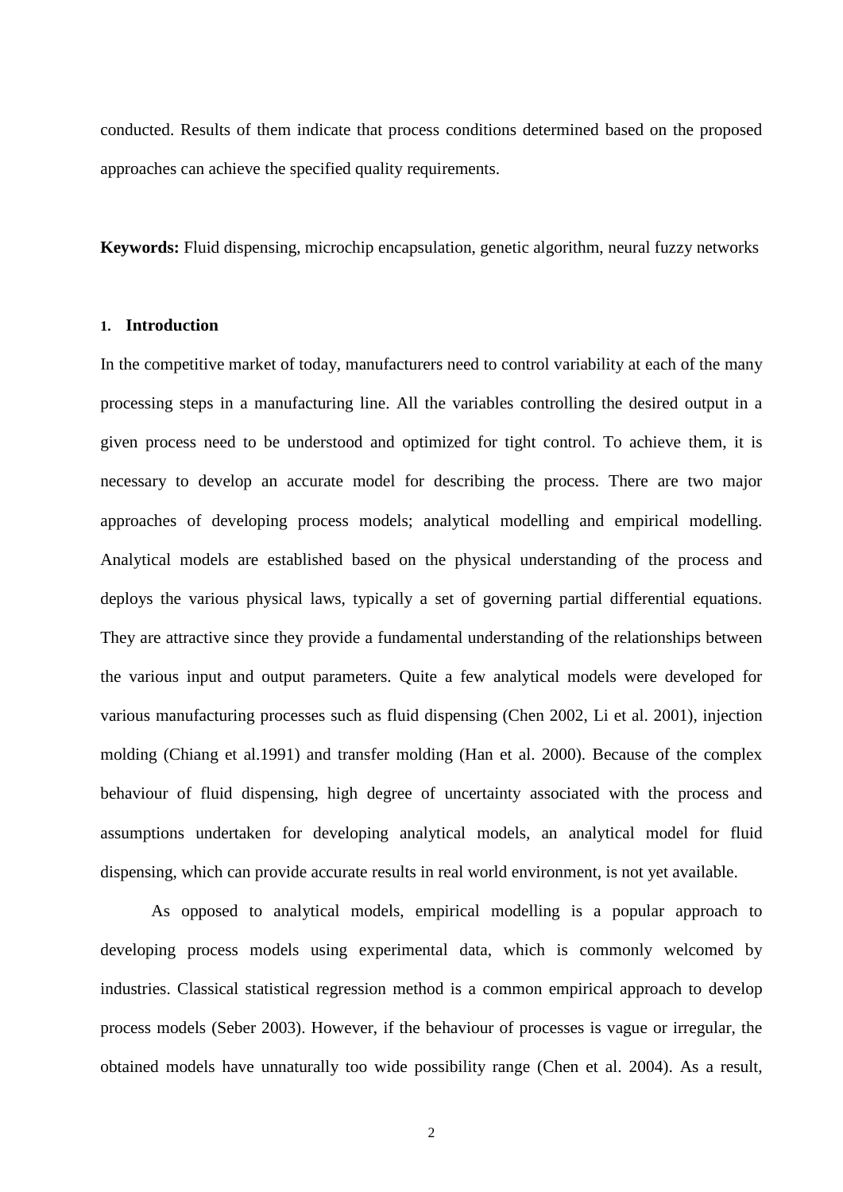conducted. Results of them indicate that process conditions determined based on the proposed approaches can achieve the specified quality requirements.

**Keywords:** Fluid dispensing, microchip encapsulation, genetic algorithm, neural fuzzy networks

## 1. Introduction

In the competitive market of today, manufacturers need to control variability at each of the many processing steps in a manufacturing line. All the variables controlling the desired output in a given process need to be understood and optimized for tight control. To achieve them, it is necessary to develop an accurate model for describing the process. There are two major approaches of developing process models; analytical modelling and empirical modelling. Analytical models are established based on the physical understanding of the process and deploys the various physical laws, typically a set of governing partial differential equations. They are attractive since they provide a fundamental understanding of the relationships between the various input and output parameters. Quite a few analytical models were developed for various manufacturing processes such as fluid dispensing (Chen 2002, Li et al. 2001), injection molding (Chiang et al.1991) and transfer molding (Han et al. 2000). Because of the complex behaviour of fluid dispensing, high degree of uncertainty associated with the process and assumptions undertaken for developing analytical models, an analytical model for fluid dispensing, which can provide accurate results in real world environment, is not yet available.

As opposed to analytical models, empirical modelling is a popular approach to developing process models using experimental data, which is commonly welcomed by industries. Classical statistical regression method is a common empirical approach to develop process models (Seber 2003). However, if the behaviour of processes is vague or irregular, the obtained models have unnaturally too wide possibility range (Chen et al. 2004). As a result,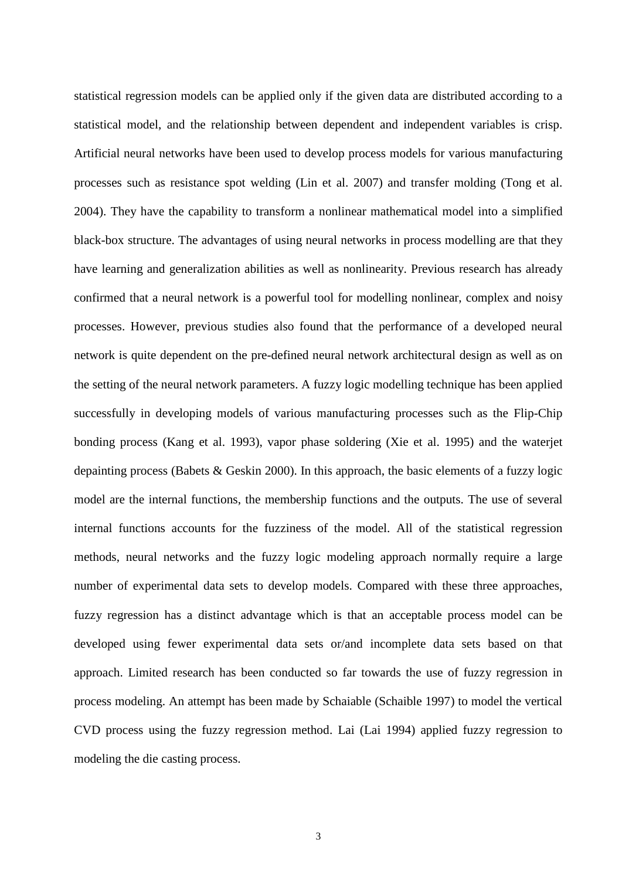statistical regression models can be applied only if the given data are distributed according to a statistical model, and the relationship between dependent and independent variables is crisp. Artificial neural networks have been used to develop process models for various manufacturing processes such as resistance spot welding (Lin et al. 2007) and transfer molding (Tong et al. 2004). They have the capability to transform a nonlinear mathematical model into a simplified black-box structure. The advantages of using neural networks in process modelling are that they have learning and generalization abilities as well as nonlinearity. Previous research has already confirmed that a neural network is a powerful tool for modelling nonlinear, complex and noisy processes. However, previous studies also found that the performance of a developed neural network is quite dependent on the pre-defined neural network architectural design as well as on the setting of the neural network parameters. A fuzzy logic modelling technique has been applied successfully in developing models of various manufacturing processes such as the Flip-Chip bonding process (Kang et al. 1993), vapor phase soldering (Xie et al. 1995) and the waterjet depainting process (Babets & Geskin 2000). In this approach, the basic elements of a fuzzy logic model are the internal functions, the membership functions and the outputs. The use of several internal functions accounts for the fuzziness of the model. All of the statistical regression methods, neural networks and the fuzzy logic modeling approach normally require a large number of experimental data sets to develop models. Compared with these three approaches, fuzzy regression has a distinct advantage which is that an acceptable process model can be developed using fewer experimental data sets or/and incomplete data sets based on that approach. Limited research has been conducted so far towards the use of fuzzy regression in process modeling. An attempt has been made by Schaiable (Schaible 1997) to model the vertical CVD process using the fuzzy regression method. Lai (Lai 1994) applied fuzzy regression to modeling the die casting process.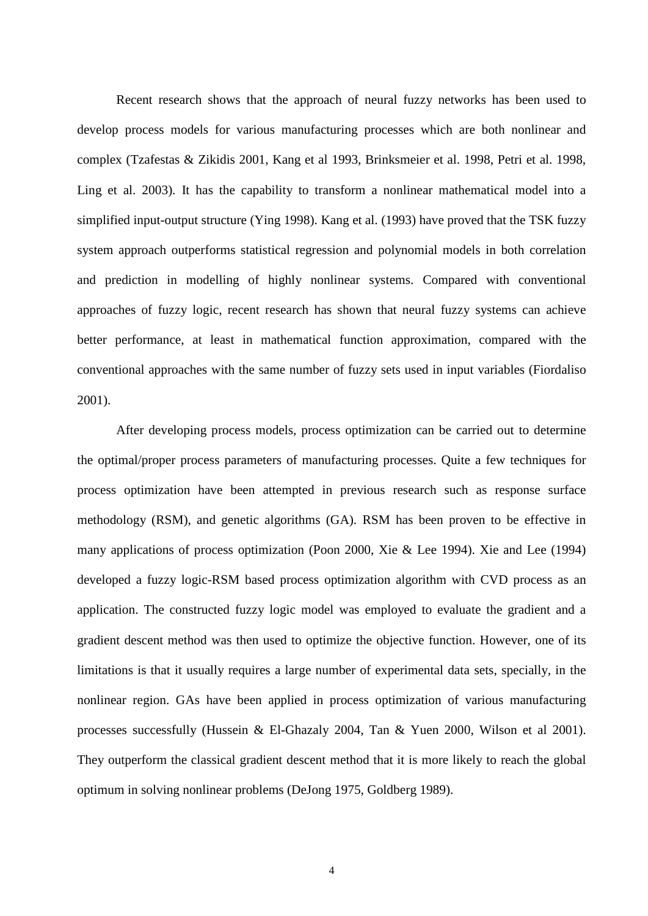Recent research shows that the approach of neural fuzzy networks has been used to develop process models for various manufacturing processes which are both nonlinear and complex (Tzafestas & Zikidis 2001, Kang et al 1993, Brinksmeier et al. 1998, Petri et al. 1998, Ling et al. 2003). It has the capability to transform a nonlinear mathematical model into a simplified input-output structure (Ying 1998). Kang et al. (1993) have proved that the TSK fuzzy system approach outperforms statistical regression and polynomial models in both correlation and prediction in modelling of highly nonlinear systems. Compared with conventional approaches of fuzzy logic, recent research has shown that neural fuzzy systems can achieve better performance, at least in mathematical function approximation, compared with the conventional approaches with the same number of fuzzy sets used in input variables (Fiordaliso 2001).

After developing process models, process optimization can be carried out to determine the optimal/proper process parameters of manufacturing processes. Quite a few techniques for process optimization have been attempted in previous research such as response surface methodology (RSM), and genetic algorithms (GA). RSM has been proven to be effective in many applications of process optimization (Poon 2000, Xie & Lee 1994). Xie and Lee (1994) developed a fuzzy logic-RSM based process optimization algorithm with CVD process as an application. The constructed fuzzy logic model was employed to evaluate the gradient and a gradient descent method was then used to optimize the objective function. However, one of its limitations is that it usually requires a large number of experimental data sets, specially, in the nonlinear region. GAs have been applied in process optimization of various manufacturing processes successfully (Hussein & El-Ghazaly 2004, Tan & Yuen 2000, Wilson et al 2001). They outperform the classical gradient descent method that it is more likely to reach the global optimum in solving nonlinear problems (DeJong 1975, Goldberg 1989).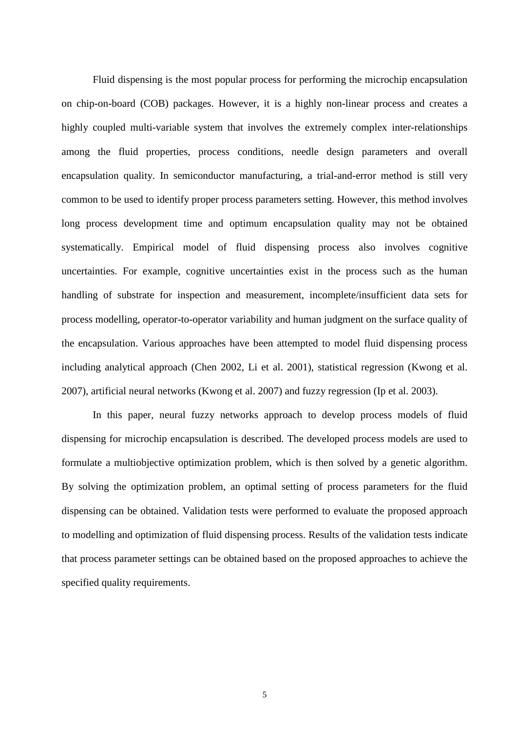Fluid dispensing is the most popular process for performing the microchip encapsulation on chip-on-board (COB) packages. However, it is a highly non-linear process and creates a highly coupled multi-variable system that involves the extremely complex inter-relationships among the fluid properties, process conditions, needle design parameters and overall encapsulation quality. In semiconductor manufacturing, a trial-and-error method is still very common to be used to identify proper process parameters setting. However, this method involves long process development time and optimum encapsulation quality may not be obtained systematically. Empirical model of fluid dispensing process also involves cognitive uncertainties. For example, cognitive uncertainties exist in the process such as the human handling of substrate for inspection and measurement, incomplete/insufficient data sets for process modelling, operator-to-operator variability and human judgment on the surface quality of the encapsulation. Various approaches have been attempted to model fluid dispensing process including analytical approach (Chen 2002, Li et al. 2001), statistical regression (Kwong et al. 2007), artificial neural networks (Kwong et al. 2007) and fuzzy regression (Ip et al. 2003).

In this paper, neural fuzzy networks approach to develop process models of fluid dispensing for microchip encapsulation is described. The developed process models are used to formulate a multiobjective optimization problem, which is then solved by a genetic algorithm. By solving the optimization problem, an optimal setting of process parameters for the fluid dispensing can be obtained. Validation tests were performed to evaluate the proposed approach to modelling and optimization of fluid dispensing process. Results of the validation tests indicate that process parameter settings can be obtained based on the proposed approaches to achieve the specified quality requirements.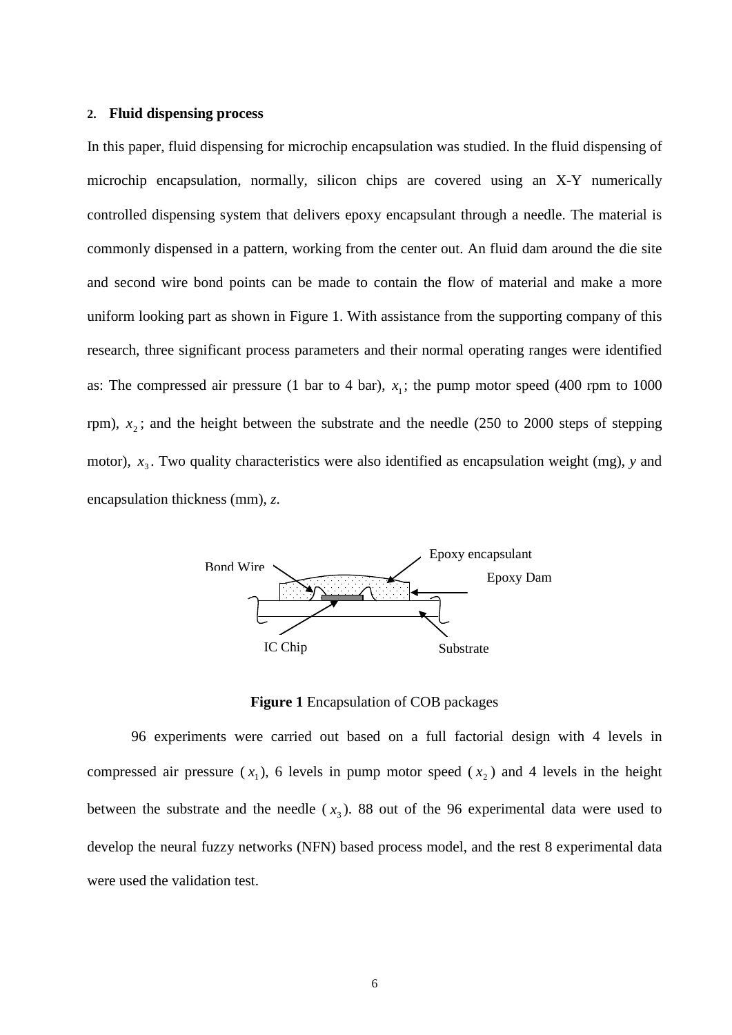## 2. Fluid dispensing process

In this paper, fluid dispensing for microchip encapsulation was studied. In the fluid dispensing of microchip encapsulation, normally, silicon chips are covered using an X-Y numerically controlled dispensing system that delivers epoxy encapsulant through a needle. The material is commonly dispensed in a pattern, working from the center out. An fluid dam around the die site and second wire bond points can be made to contain the flow of material and make a more uniform looking part as shown in Figure 1. With assistance from the supporting company of this research, three significant process parameters and their normal operating ranges were identified as: The compressed air pressure (1 bar to 4 bar), $x_1$; the pump motor speed (400 rpm to 1000 rpm), $x_2$; and the height between the substrate and the needle (250 to 2000 steps of stepping motor), $x_3$. Two quality characteristics were also identified as encapsulation weight (mg), *y* and encapsulation thickness (mm), *z*.

Bond Wire

Epoxy encapsulant

Epoxy Dam

IC Chip

Substrate

**Figure 1** Encapsulation of COB packages

96 experiments were carried out based on a full factorial design with 4 levels in compressed air pressure ($x_1$), 6 levels in pump motor speed ($x_2$) and 4 levels in the height between the substrate and the needle ($x_3$). 88 out of the 96 experimental data were used to develop the neural fuzzy networks (NFN) based process model, and the rest 8 experimental data were used the validation test.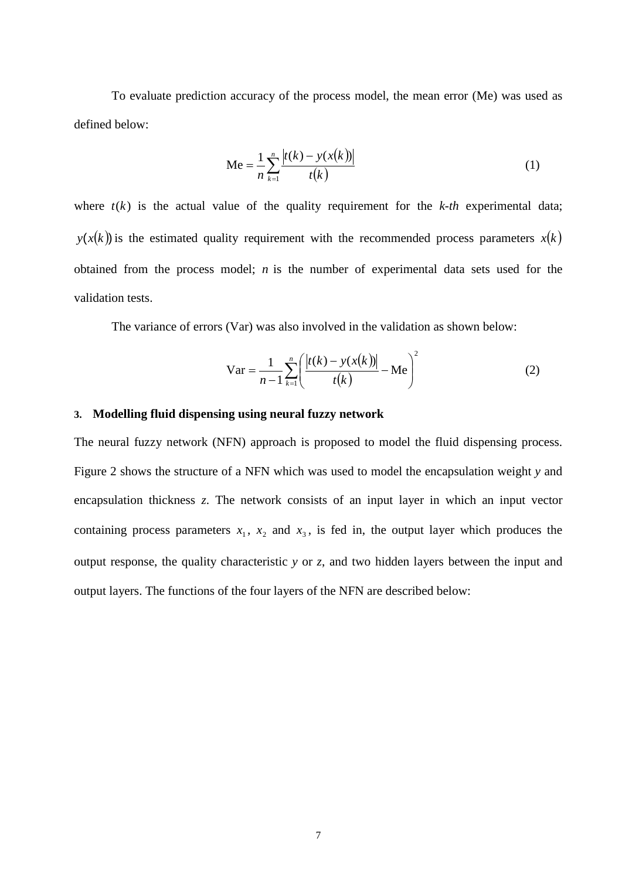To evaluate prediction accuracy of the process model, the mean error (Me) was used as defined below:

$$\text{Me} = \frac{1}{n}\sum_{k=1}^{n}\frac{\left|t(k) - y(x(k))\right|}{t(k)} \tag{1}$$

where $t(k)$ is the actual value of the quality requirement for the *k-th* experimental data; $y(x(k))$ is the estimated quality requirement with the recommended process parameters $x(k)$ obtained from the process model; $n$ is the number of experimental data sets used for the validation tests.

The variance of errors (Var) was also involved in the validation as shown below:

$$\text{Var} = \frac{1}{n-1}\sum_{k=1}^{n}\left(\frac{\left|t(k) - y(x(k))\right|}{t(k)} - \text{Me}\right)^2 \tag{2}$$

## 3. Modelling fluid dispensing using neural fuzzy network

The neural fuzzy network (NFN) approach is proposed to model the fluid dispensing process. Figure 2 shows the structure of a NFN which was used to model the encapsulation weight $y$ and encapsulation thickness $z$. The network consists of an input layer in which an input vector containing process parameters $x_1$, $x_2$ and $x_3$, is fed in, the output layer which produces the output response, the quality characteristic $y$ or $z$, and two hidden layers between the input and output layers. The functions of the four layers of the NFN are described below: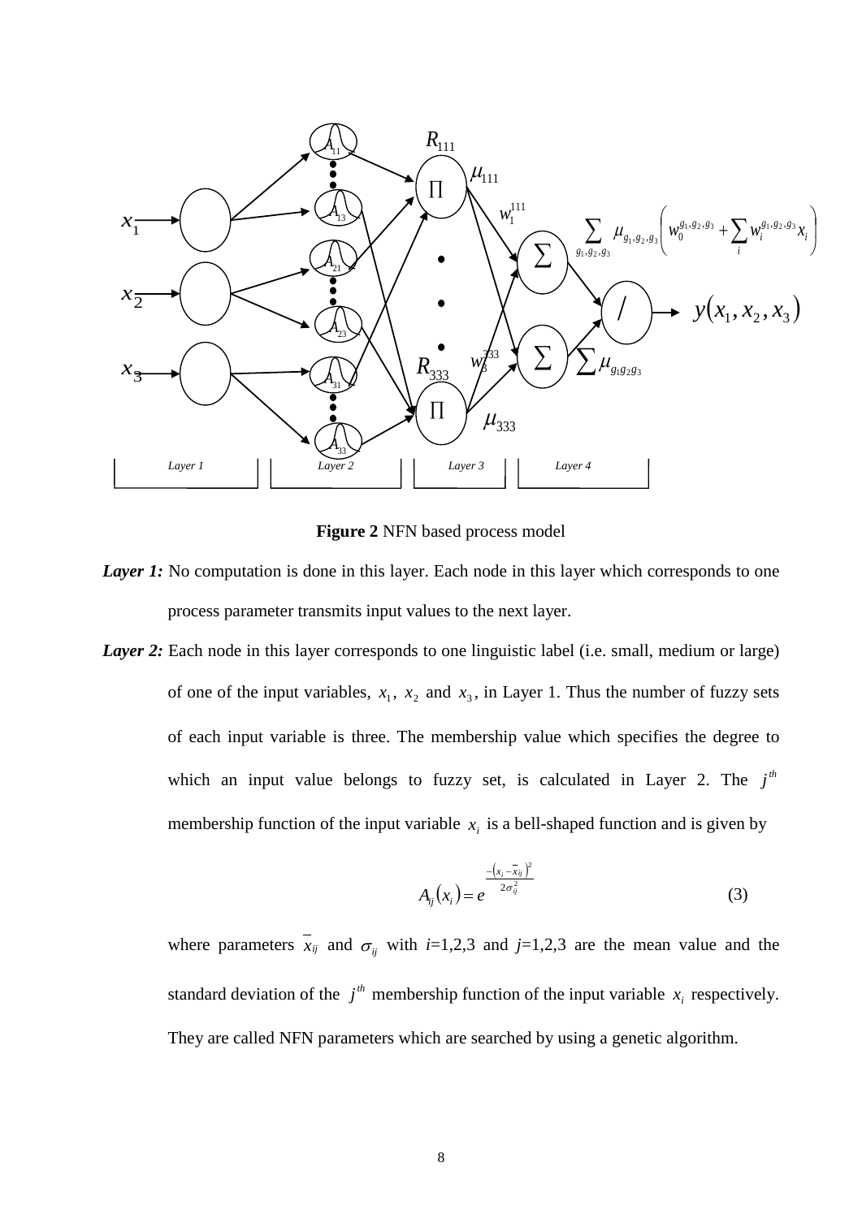**Figure 2** NFN based process model

***Layer 1:*** No computation is done in this layer. Each node in this layer which corresponds to one process parameter transmits input values to the next layer.

***Layer 2:*** Each node in this layer corresponds to one linguistic label (i.e. small, medium or large) of one of the input variables, $x_1$, $x_2$ and $x_3$, in Layer 1. Thus the number of fuzzy sets of each input variable is three. The membership value which specifies the degree to which an input value belongs to fuzzy set, is calculated in Layer 2. The $j^{th}$ membership function of the input variable $x_i$ is a bell-shaped function and is given by

$$A_{ij}(x_i) = e^{\frac{-\left(x_i - \bar{x}_{ij}\right)^2}{2\sigma_{ij}^2}} \tag{3}$$

where parameters $\bar{x}_{ij}$ and $\sigma_{ij}$ with $i$=1,2,3 and $j$=1,2,3 are the mean value and the standard deviation of the $j^{th}$ membership function of the input variable $x_i$ respectively. They are called NFN parameters which are searched by using a genetic algorithm.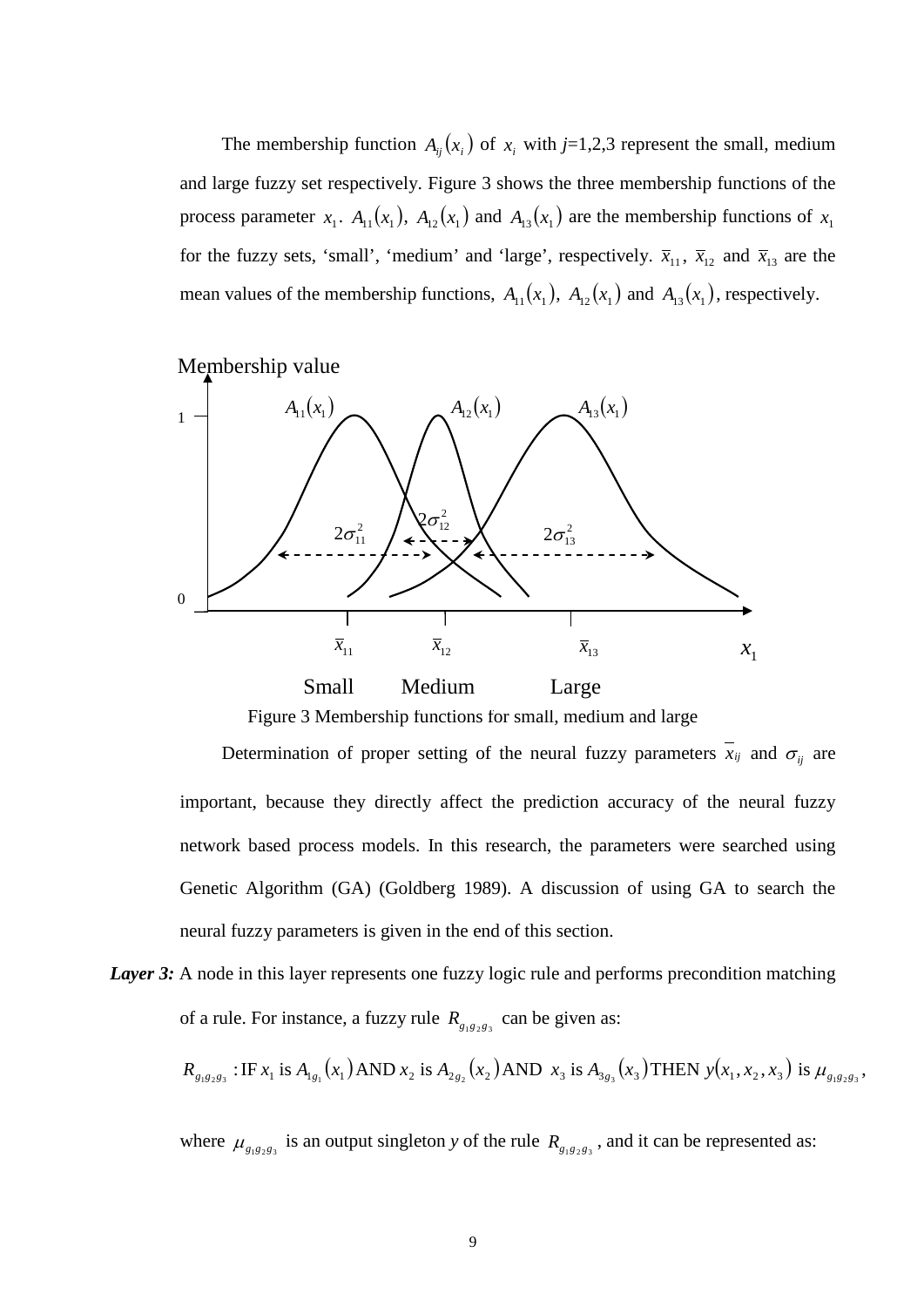The membership function $A_{ij}(x_i)$ of $x_i$ with $j$=1,2,3 represent the small, medium and large fuzzy set respectively. Figure 3 shows the three membership functions of the process parameter $x_1$. $A_{11}(x_1)$, $A_{12}(x_1)$ and $A_{13}(x_1)$ are the membership functions of $x_1$ for the fuzzy sets, 'small', 'medium' and 'large', respectively. $\bar{x}_{11}$, $\bar{x}_{12}$ and $\bar{x}_{13}$ are the mean values of the membership functions, $A_{11}(x_1)$, $A_{12}(x_1)$ and $A_{13}(x_1)$, respectively.

Figure 3 Membership functions for small, medium and large

Determination of proper setting of the neural fuzzy parameters $\bar{x}_{ij}$ and $\sigma_{ij}$ are important, because they directly affect the prediction accuracy of the neural fuzzy network based process models. In this research, the parameters were searched using Genetic Algorithm (GA) (Goldberg 1989). A discussion of using GA to search the neural fuzzy parameters is given in the end of this section.

***Layer 3:*** A node in this layer represents one fuzzy logic rule and performs precondition matching of a rule. For instance, a fuzzy rule $R_{g_1g_2g_3}$ can be given as:

$$R_{g_1g_2g_3}: \text{IF } x_1 \text{ is } A_{1g_1}(x_1) \text{ AND } x_2 \text{ is } A_{2g_2}(x_2) \text{ AND } x_3 \text{ is } A_{3g_3}(x_3) \text{ THEN } y(x_1, x_2, x_3) \text{ is } \mu_{g_1g_2g_3},$$

where $\mu_{g_1g_2g_3}$ is an output singleton $y$ of the rule $R_{g_1g_2g_3}$, and it can be represented as: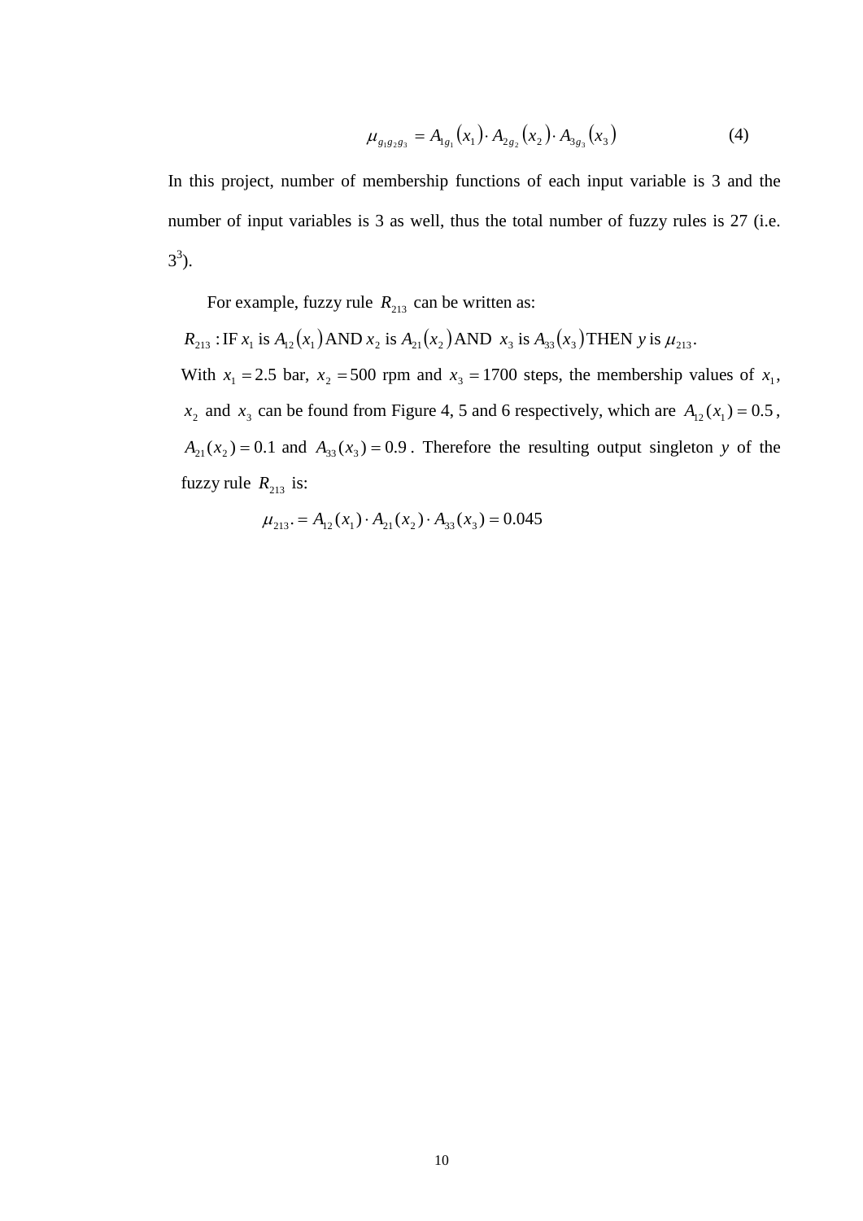$$\mu_{g_1 g_2 g_3} = A_{1g_1}(x_1) \cdot A_{2g_2}(x_2) \cdot A_{3g_3}(x_3) \tag{4}$$

In this project, number of membership functions of each input variable is 3 and the number of input variables is 3 as well, thus the total number of fuzzy rules is 27 (i.e. $3^3$).

For example, fuzzy rule $R_{213}$ can be written as:

$R_{213}$ : IF $x_1$ is $A_{12}(x_1)$ AND $x_2$ is $A_{21}(x_2)$ AND $x_3$ is $A_{33}(x_3)$ THEN $y$ is $\mu_{213}$.

With $x_1 = 2.5$ bar, $x_2 = 500$ rpm and $x_3 = 1700$ steps, the membership values of $x_1$, $x_2$ and $x_3$ can be found from Figure 4, 5 and 6 respectively, which are $A_{12}(x_1) = 0.5$, $A_{21}(x_2) = 0.1$ and $A_{33}(x_3) = 0.9$. Therefore the resulting output singleton $y$ of the fuzzy rule $R_{213}$ is:

$$\mu_{213}. = A_{12}(x_1) \cdot A_{21}(x_2) \cdot A_{33}(x_3) = 0.045$$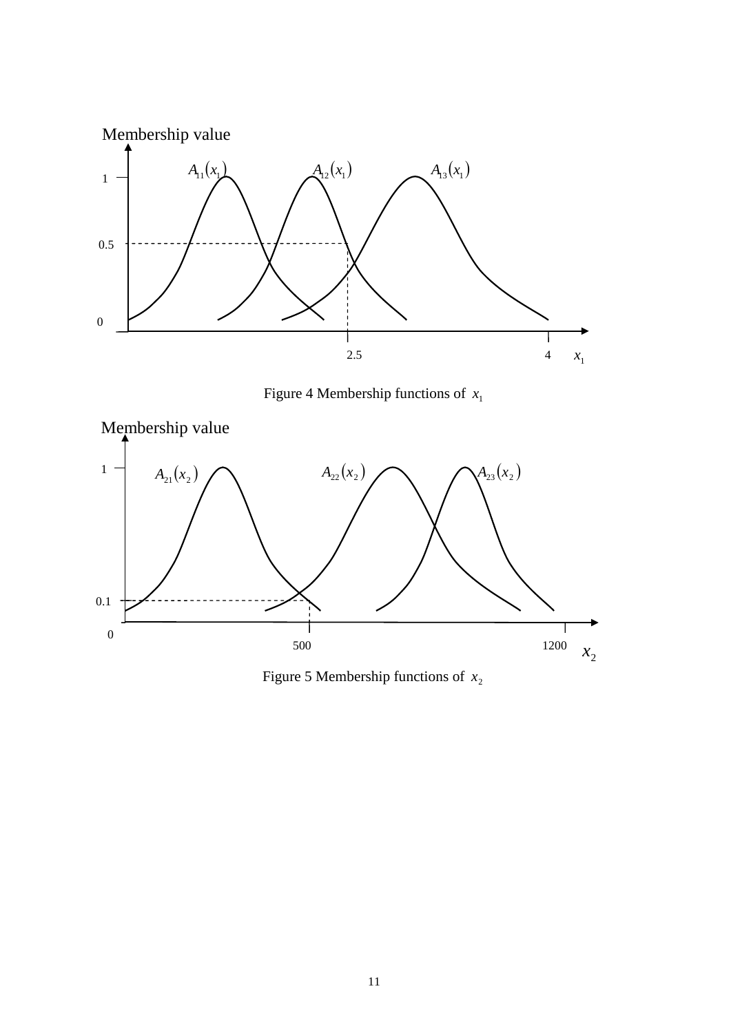Figure 4 Membership functions of $x_1$

Figure 5 Membership functions of $x_2$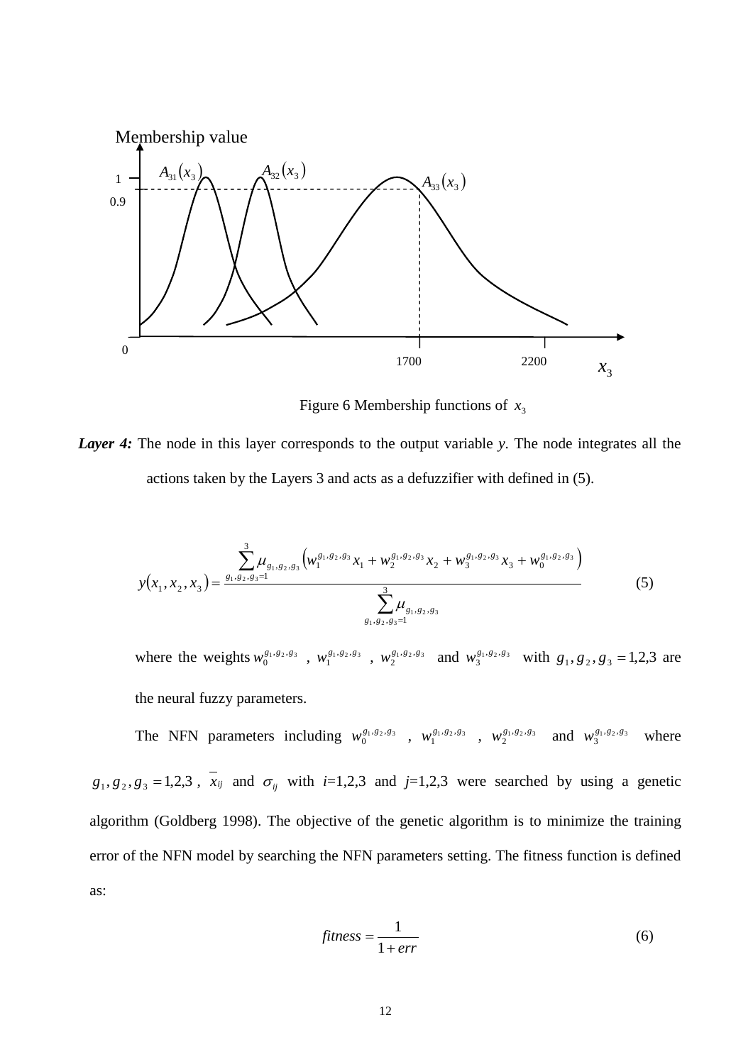Figure 6 Membership functions of $x_3$

***Layer 4:*** The node in this layer corresponds to the output variable *y*. The node integrates all the actions taken by the Layers 3 and acts as a defuzzifier with defined in (5).

$$y(x_1, x_2, x_3) = \frac{\sum_{g_1,g_2,g_3=1}^{3} \mu_{g_1,g_2,g_3} \left( w_1^{g_1,g_2,g_3} x_1 + w_2^{g_1,g_2,g_3} x_2 + w_3^{g_1,g_2,g_3} x_3 + w_0^{g_1,g_2,g_3} \right)}{\sum_{g_1,g_2,g_3=1}^{3} \mu_{g_1,g_2,g_3}} \tag{5}$$

where the weights $w_0^{g_1,g_2,g_3}$ , $w_1^{g_1,g_2,g_3}$ , $w_2^{g_1,g_2,g_3}$ and $w_3^{g_1,g_2,g_3}$ with $g_1, g_2, g_3 = 1,2,3$ are the neural fuzzy parameters.

The NFN parameters including $w_0^{g_1,g_2,g_3}$ , $w_1^{g_1,g_2,g_3}$ , $w_2^{g_1,g_2,g_3}$ and $w_3^{g_1,g_2,g_3}$ where $g_1, g_2, g_3 = 1,2,3$ , $\bar{x}_{ij}$ and $\sigma_{ij}$ with *i*=1,2,3 and *j*=1,2,3 were searched by using a genetic algorithm (Goldberg 1998). The objective of the genetic algorithm is to minimize the training error of the NFN model by searching the NFN parameters setting. The fitness function is defined as:

$$fitness = \frac{1}{1 + err} \tag{6}$$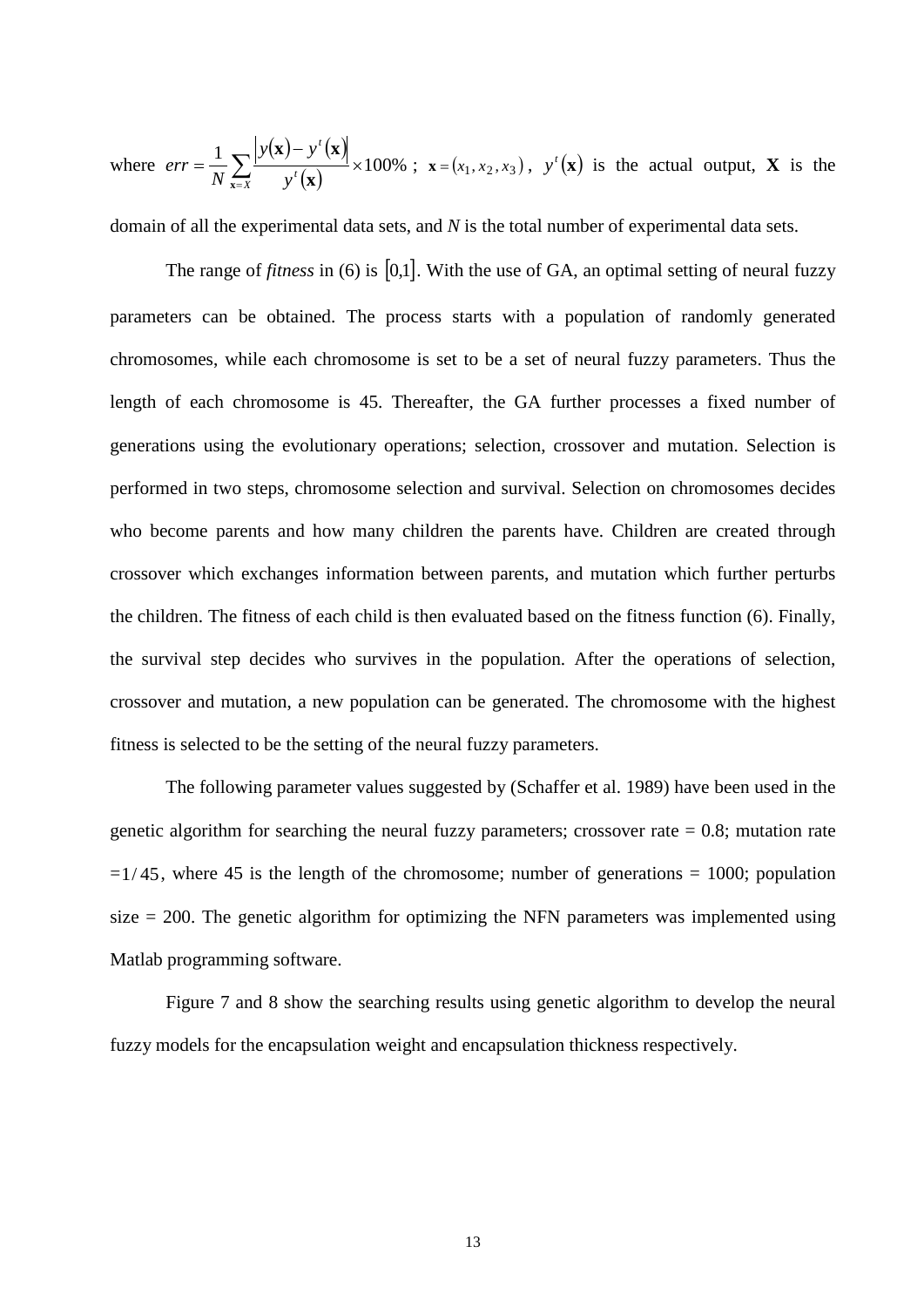where $err = \frac{1}{N}\sum_{\mathbf{x}=X}\frac{\left|y(\mathbf{x})-y^{t}(\mathbf{x})\right|}{y^{t}(\mathbf{x})}\times 100\%$ ; $\mathbf{x}=(x_1,x_2,x_3)$ , $y^{t}(\mathbf{x})$ is the actual output, $\mathbf{X}$ is the domain of all the experimental data sets, and $N$ is the total number of experimental data sets.

The range of *fitness* in (6) is $[0,1]$. With the use of GA, an optimal setting of neural fuzzy parameters can be obtained. The process starts with a population of randomly generated chromosomes, while each chromosome is set to be a set of neural fuzzy parameters. Thus the length of each chromosome is 45. Thereafter, the GA further processes a fixed number of generations using the evolutionary operations; selection, crossover and mutation. Selection is performed in two steps, chromosome selection and survival. Selection on chromosomes decides who become parents and how many children the parents have. Children are created through crossover which exchanges information between parents, and mutation which further perturbs the children. The fitness of each child is then evaluated based on the fitness function (6). Finally, the survival step decides who survives in the population. After the operations of selection, crossover and mutation, a new population can be generated. The chromosome with the highest fitness is selected to be the setting of the neural fuzzy parameters.

The following parameter values suggested by (Schaffer et al. 1989) have been used in the genetic algorithm for searching the neural fuzzy parameters; crossover rate = 0.8; mutation rate $=1/45$, where 45 is the length of the chromosome; number of generations = 1000; population size = 200. The genetic algorithm for optimizing the NFN parameters was implemented using Matlab programming software.

Figure 7 and 8 show the searching results using genetic algorithm to develop the neural fuzzy models for the encapsulation weight and encapsulation thickness respectively.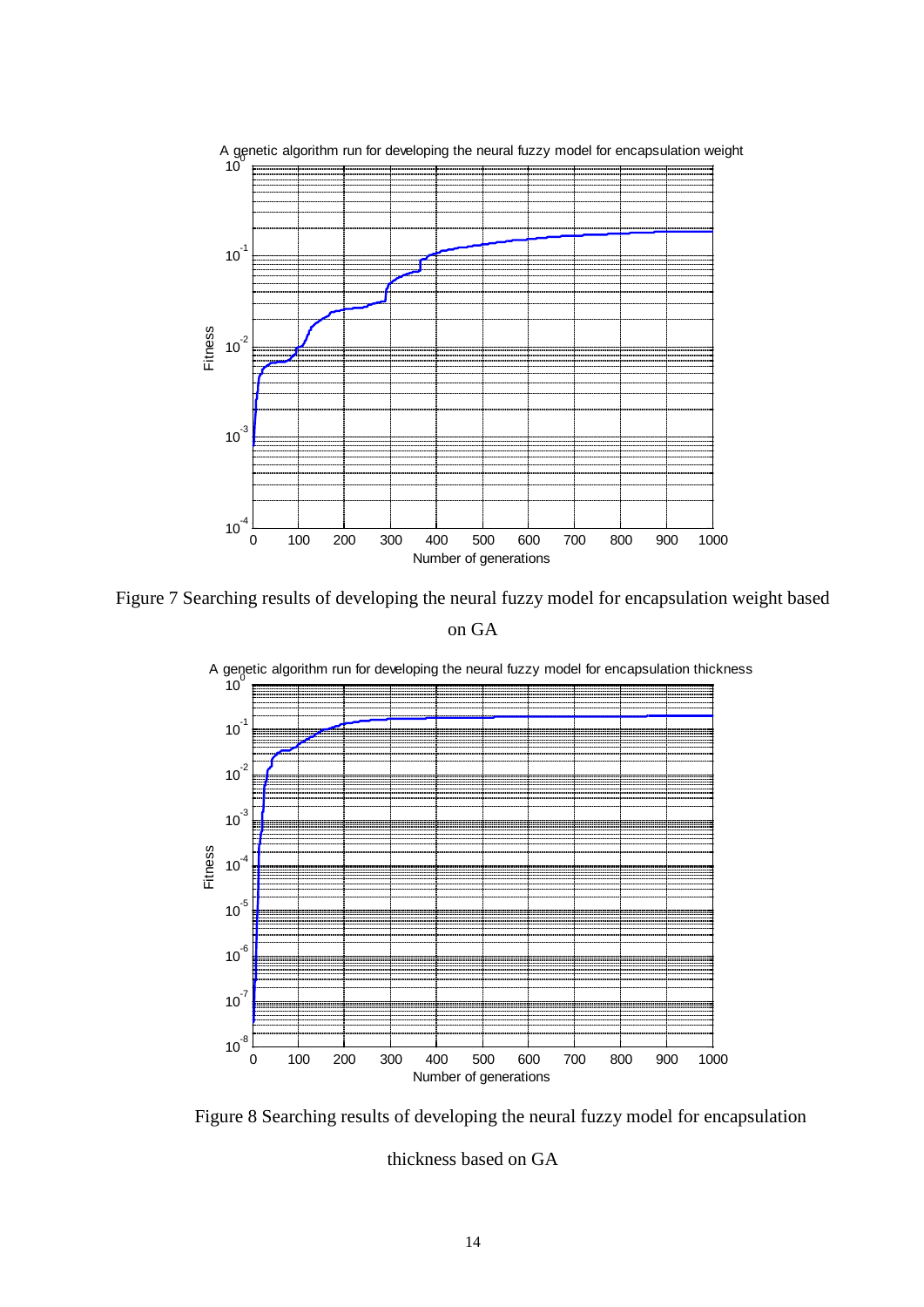Figure 7 Searching results of developing the neural fuzzy model for encapsulation weight based on GA

Figure 8 Searching results of developing the neural fuzzy model for encapsulation thickness based on GA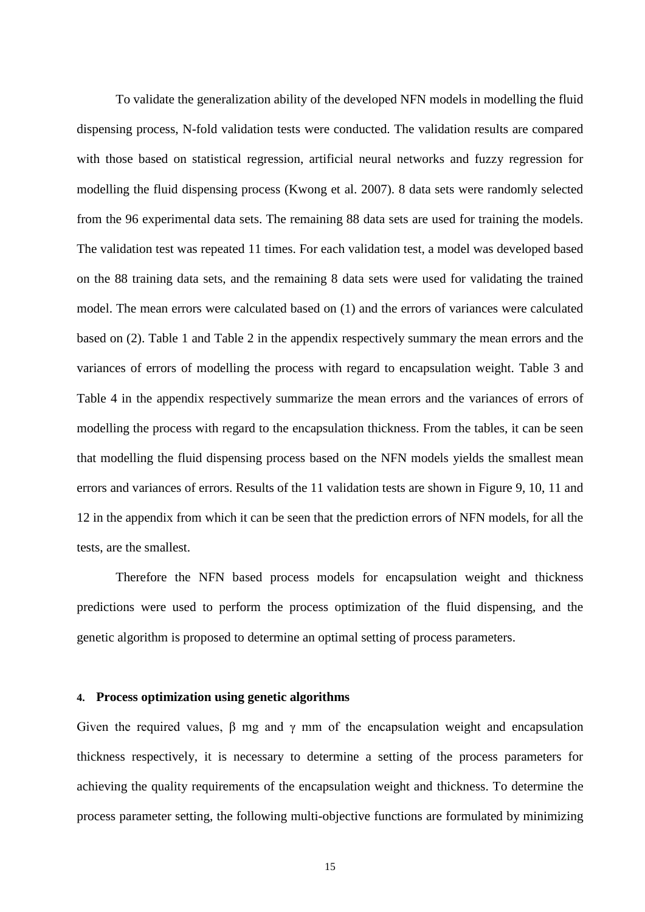To validate the generalization ability of the developed NFN models in modelling the fluid dispensing process, N-fold validation tests were conducted. The validation results are compared with those based on statistical regression, artificial neural networks and fuzzy regression for modelling the fluid dispensing process (Kwong et al. 2007). 8 data sets were randomly selected from the 96 experimental data sets. The remaining 88 data sets are used for training the models. The validation test was repeated 11 times. For each validation test, a model was developed based on the 88 training data sets, and the remaining 8 data sets were used for validating the trained model. The mean errors were calculated based on (1) and the errors of variances were calculated based on (2). Table 1 and Table 2 in the appendix respectively summary the mean errors and the variances of errors of modelling the process with regard to encapsulation weight. Table 3 and Table 4 in the appendix respectively summarize the mean errors and the variances of errors of modelling the process with regard to the encapsulation thickness. From the tables, it can be seen that modelling the fluid dispensing process based on the NFN models yields the smallest mean errors and variances of errors. Results of the 11 validation tests are shown in Figure 9, 10, 11 and 12 in the appendix from which it can be seen that the prediction errors of NFN models, for all the tests, are the smallest.

Therefore the NFN based process models for encapsulation weight and thickness predictions were used to perform the process optimization of the fluid dispensing, and the genetic algorithm is proposed to determine an optimal setting of process parameters.

## 4. Process optimization using genetic algorithms

Given the required values, $\beta$ mg and $\gamma$ mm of the encapsulation weight and encapsulation thickness respectively, it is necessary to determine a setting of the process parameters for achieving the quality requirements of the encapsulation weight and thickness. To determine the process parameter setting, the following multi-objective functions are formulated by minimizing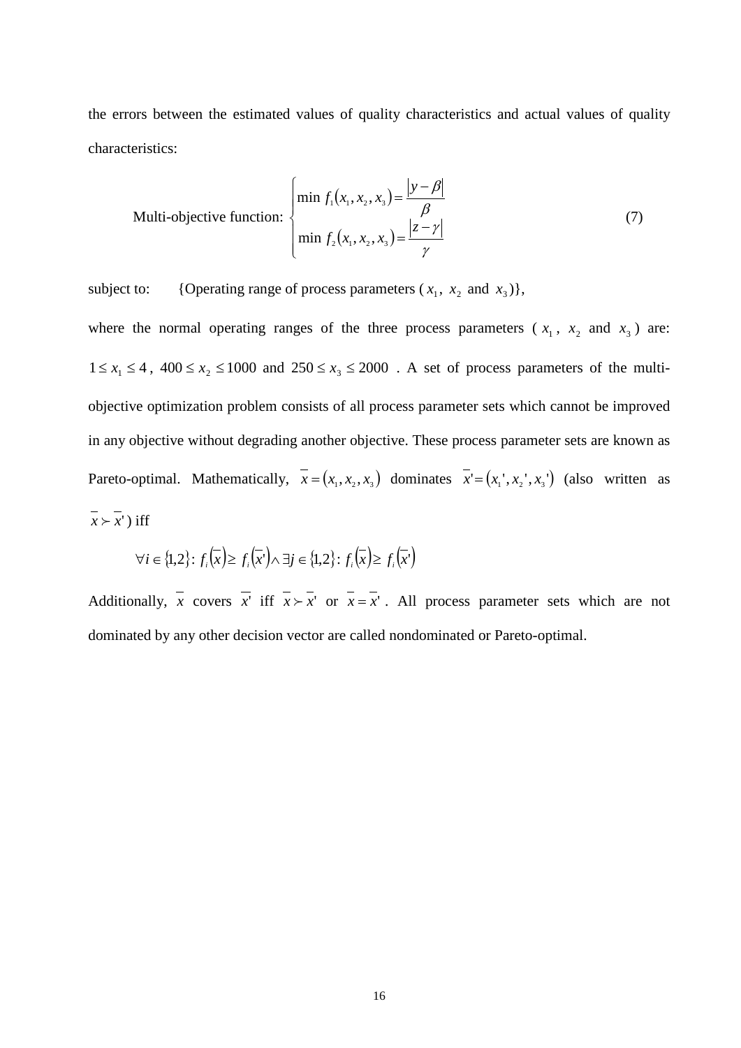the errors between the estimated values of quality characteristics and actual values of quality characteristics:

$$\text{Multi-objective function: } \begin{cases} \min \ f_1(x_1, x_2, x_3) = \dfrac{|y-\beta|}{\beta} \\ \min \ f_2(x_1, x_2, x_3) = \dfrac{|z-\gamma|}{\gamma} \end{cases} \tag{7}$$

subject to: {Operating range of process parameters ($x_1$, $x_2$ and $x_3$)},

where the normal operating ranges of the three process parameters ($x_1$, $x_2$ and $x_3$) are: $1 \le x_1 \le 4$, $400 \le x_2 \le 1000$ and $250 \le x_3 \le 2000$. A set of process parameters of the multi-objective optimization problem consists of all process parameter sets which cannot be improved in any objective without degrading another objective. These process parameter sets are known as Pareto-optimal. Mathematically, $\overline{x} = (x_1, x_2, x_3)$ dominates $\overline{x}' = (x_1', x_2', x_3')$ (also written as $\overline{x} \succ \overline{x}'$) iff

$$\forall i \in \{1,2\}: f_i(\overline{x}) \ge f_i(\overline{x}') \wedge \exists j \in \{1,2\}: f_i(\overline{x}) \ge f_i(\overline{x}')$$

Additionally, $\overline{x}$ covers $\overline{x}'$ iff $\overline{x} \succ \overline{x}'$ or $\overline{x} = \overline{x}'$. All process parameter sets which are not dominated by any other decision vector are called nondominated or Pareto-optimal.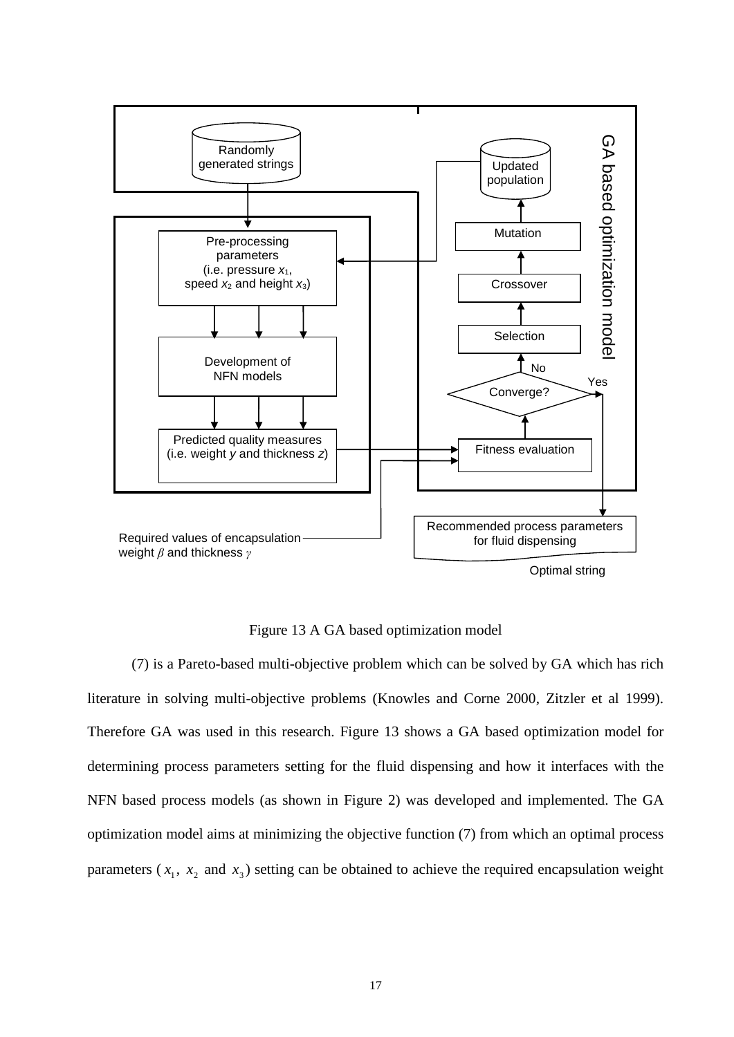Figure 13 A GA based optimization model

(7) is a Pareto-based multi-objective problem which can be solved by GA which has rich literature in solving multi-objective problems (Knowles and Corne 2000, Zitzler et al 1999). Therefore GA was used in this research. Figure 13 shows a GA based optimization model for determining process parameters setting for the fluid dispensing and how it interfaces with the NFN based process models (as shown in Figure 2) was developed and implemented. The GA optimization model aims at minimizing the objective function (7) from which an optimal process parameters ($x_1$, $x_2$ and $x_3$) setting can be obtained to achieve the required encapsulation weight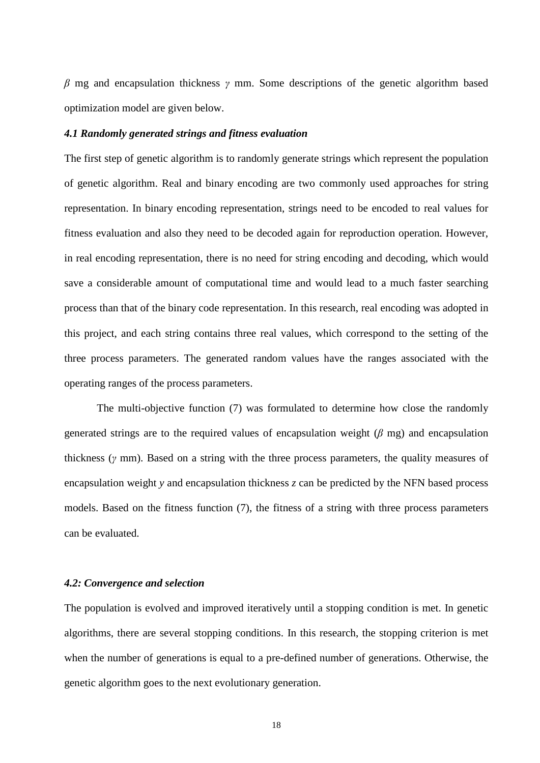$\beta$ mg and encapsulation thickness $\gamma$ mm. Some descriptions of the genetic algorithm based optimization model are given below.

### *4.1 Randomly generated strings and fitness evaluation*

The first step of genetic algorithm is to randomly generate strings which represent the population of genetic algorithm. Real and binary encoding are two commonly used approaches for string representation. In binary encoding representation, strings need to be encoded to real values for fitness evaluation and also they need to be decoded again for reproduction operation. However, in real encoding representation, there is no need for string encoding and decoding, which would save a considerable amount of computational time and would lead to a much faster searching process than that of the binary code representation. In this research, real encoding was adopted in this project, and each string contains three real values, which correspond to the setting of the three process parameters. The generated random values have the ranges associated with the operating ranges of the process parameters.

The multi-objective function (7) was formulated to determine how close the randomly generated strings are to the required values of encapsulation weight ($\beta$ mg) and encapsulation thickness ($\gamma$ mm). Based on a string with the three process parameters, the quality measures of encapsulation weight $y$ and encapsulation thickness $z$ can be predicted by the NFN based process models. Based on the fitness function (7), the fitness of a string with three process parameters can be evaluated.

### *4.2: Convergence and selection*

The population is evolved and improved iteratively until a stopping condition is met. In genetic algorithms, there are several stopping conditions. In this research, the stopping criterion is met when the number of generations is equal to a pre-defined number of generations. Otherwise, the genetic algorithm goes to the next evolutionary generation.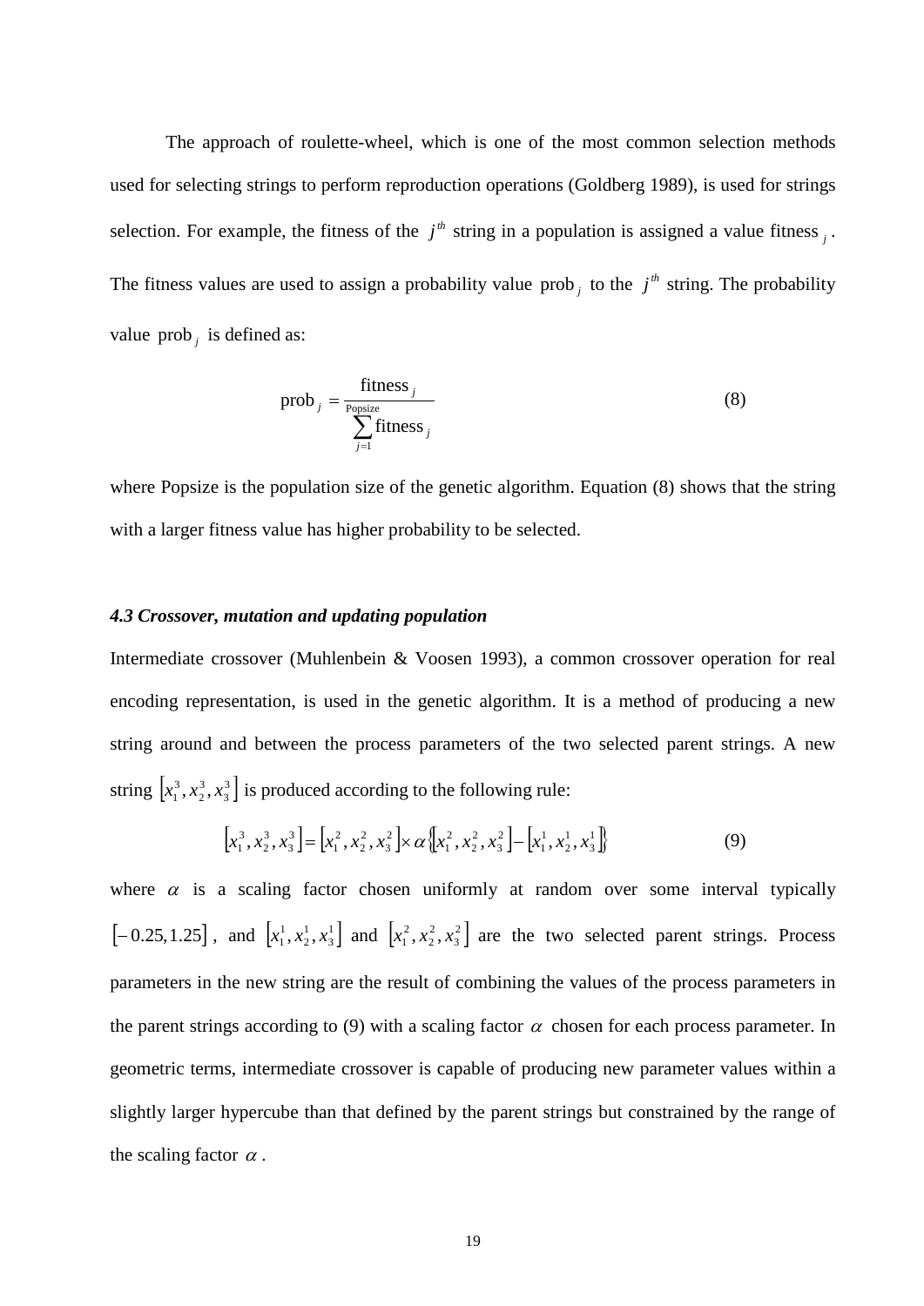The approach of roulette-wheel, which is one of the most common selection methods used for selecting strings to perform reproduction operations (Goldberg 1989), is used for strings selection. For example, the fitness of the $j^{th}$ string in a population is assigned a value $\text{fitness}_j$. The fitness values are used to assign a probability value $\text{prob}_j$ to the $j^{th}$ string. The probability value $\text{prob}_j$ is defined as:

$$\text{prob}_j = \frac{\text{fitness}_j}{\sum_{j=1}^{\text{Popsize}} \text{fitness}_j} \tag{8}$$

where Popsize is the population size of the genetic algorithm. Equation (8) shows that the string with a larger fitness value has higher probability to be selected.

### *4.3 Crossover, mutation and updating population*

Intermediate crossover (Muhlenbein & Voosen 1993), a common crossover operation for real encoding representation, is used in the genetic algorithm. It is a method of producing a new string around and between the process parameters of the two selected parent strings. A new string $\left[x_1^3, x_2^3, x_3^3\right]$ is produced according to the following rule:

$$\left[x_1^3, x_2^3, x_3^3\right] = \left[x_1^2, x_2^2, x_3^2\right] \times \alpha \left\{\left[x_1^2, x_2^2, x_3^2\right] - \left[x_1^1, x_2^1, x_3^1\right]\right\} \tag{9}$$

where $\alpha$ is a scaling factor chosen uniformly at random over some interval typically $[-0.25, 1.25]$, and $\left[x_1^1, x_2^1, x_3^1\right]$ and $\left[x_1^2, x_2^2, x_3^2\right]$ are the two selected parent strings. Process parameters in the new string are the result of combining the values of the process parameters in the parent strings according to (9) with a scaling factor $\alpha$ chosen for each process parameter. In geometric terms, intermediate crossover is capable of producing new parameter values within a slightly larger hypercube than that defined by the parent strings but constrained by the range of the scaling factor $\alpha$.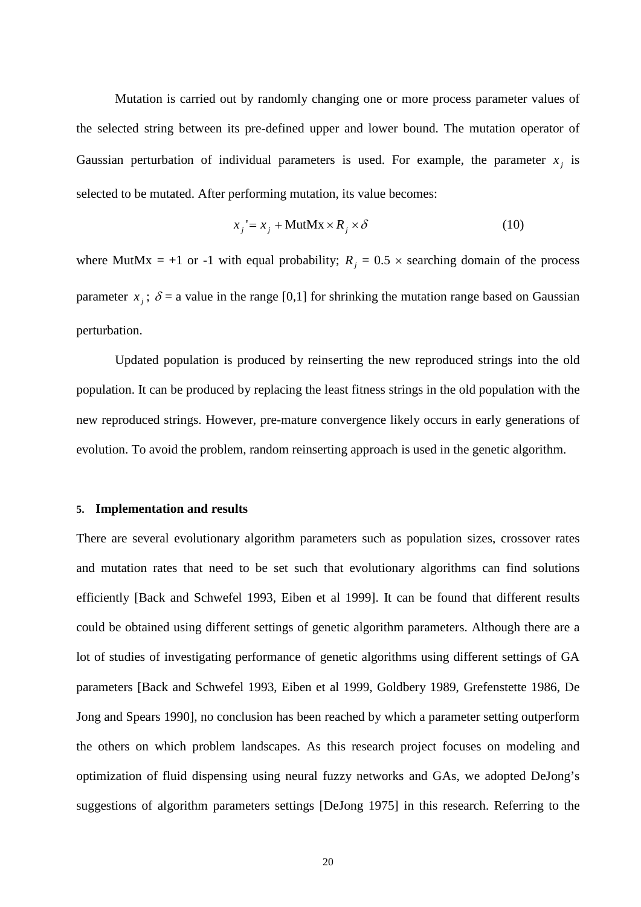Mutation is carried out by randomly changing one or more process parameter values of the selected string between its pre-defined upper and lower bound. The mutation operator of Gaussian perturbation of individual parameters is used. For example, the parameter $x_j$ is selected to be mutated. After performing mutation, its value becomes:

$$x_j' = x_j + \text{MutMx} \times R_j \times \delta \tag{10}$$

where MutMx = +1 or -1 with equal probability; $R_j$ = 0.5 × searching domain of the process parameter $x_j$; $\delta$ = a value in the range [0,1] for shrinking the mutation range based on Gaussian perturbation.

Updated population is produced by reinserting the new reproduced strings into the old population. It can be produced by replacing the least fitness strings in the old population with the new reproduced strings. However, pre-mature convergence likely occurs in early generations of evolution. To avoid the problem, random reinserting approach is used in the genetic algorithm.

## 5. Implementation and results

There are several evolutionary algorithm parameters such as population sizes, crossover rates and mutation rates that need to be set such that evolutionary algorithms can find solutions efficiently [Back and Schwefel 1993, Eiben et al 1999]. It can be found that different results could be obtained using different settings of genetic algorithm parameters. Although there are a lot of studies of investigating performance of genetic algorithms using different settings of GA parameters [Back and Schwefel 1993, Eiben et al 1999, Goldbery 1989, Grefenstette 1986, De Jong and Spears 1990], no conclusion has been reached by which a parameter setting outperform the others on which problem landscapes. As this research project focuses on modeling and optimization of fluid dispensing using neural fuzzy networks and GAs, we adopted DeJong's suggestions of algorithm parameters settings [DeJong 1975] in this research. Referring to the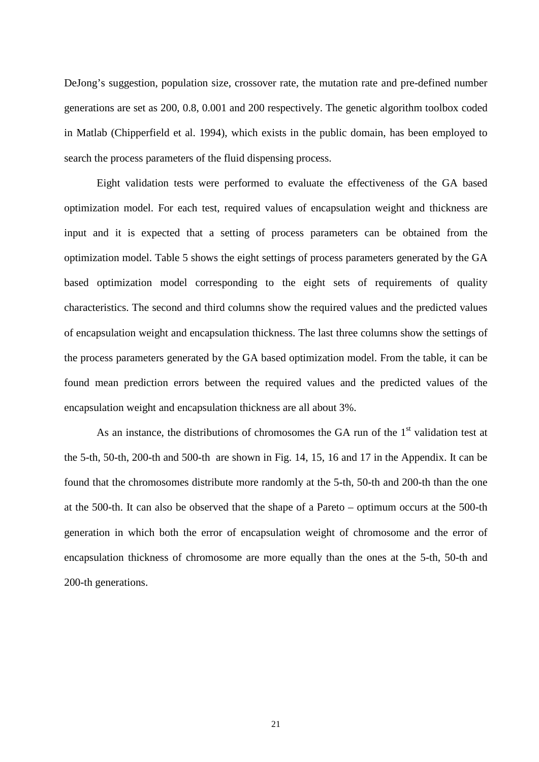DeJong's suggestion, population size, crossover rate, the mutation rate and pre-defined number generations are set as 200, 0.8, 0.001 and 200 respectively. The genetic algorithm toolbox coded in Matlab (Chipperfield et al. 1994), which exists in the public domain, has been employed to search the process parameters of the fluid dispensing process.

Eight validation tests were performed to evaluate the effectiveness of the GA based optimization model. For each test, required values of encapsulation weight and thickness are input and it is expected that a setting of process parameters can be obtained from the optimization model. Table 5 shows the eight settings of process parameters generated by the GA based optimization model corresponding to the eight sets of requirements of quality characteristics. The second and third columns show the required values and the predicted values of encapsulation weight and encapsulation thickness. The last three columns show the settings of the process parameters generated by the GA based optimization model. From the table, it can be found mean prediction errors between the required values and the predicted values of the encapsulation weight and encapsulation thickness are all about 3%.

As an instance, the distributions of chromosomes the GA run of the 1st validation test at the 5-th, 50-th, 200-th and 500-th are shown in Fig. 14, 15, 16 and 17 in the Appendix. It can be found that the chromosomes distribute more randomly at the 5-th, 50-th and 200-th than the one at the 500-th. It can also be observed that the shape of a Pareto – optimum occurs at the 500-th generation in which both the error of encapsulation weight of chromosome and the error of encapsulation thickness of chromosome are more equally than the ones at the 5-th, 50-th and 200-th generations.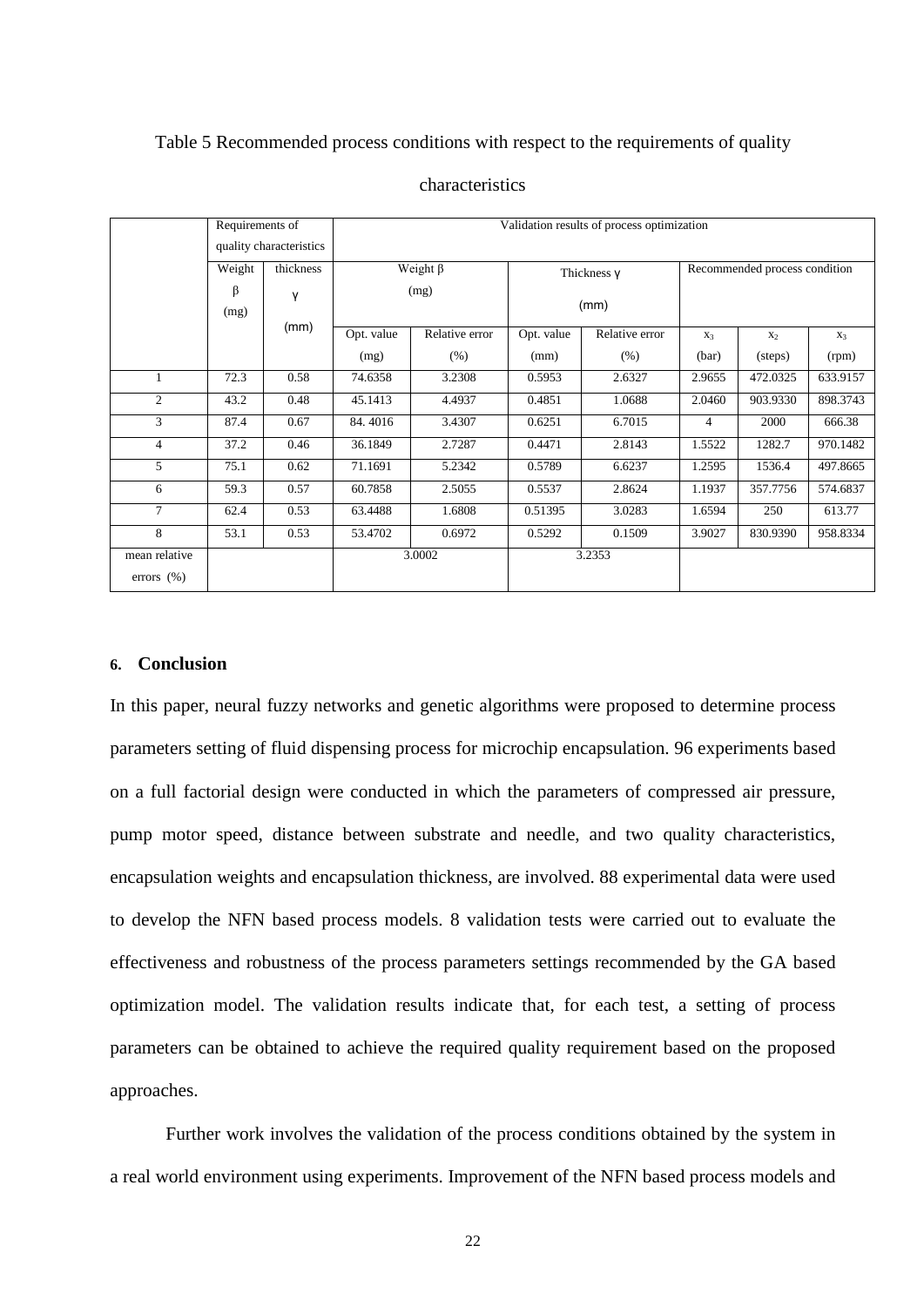Table 5 Recommended process conditions with respect to the requirements of quality characteristics

| | Requirements of quality characteristics | | Validation results of process optimization | | | | | | |
|---|---|---|---|---|---|---|---|---|---|
| | Weight β (mg) | thickness γ (mm) | Weight β (mg) | | Thickness γ (mm) | | Recommended process condition | | |
| | | | Opt. value (mg) | Relative error (%) | Opt. value (mm) | Relative error (%) | $x_3$ (bar) | $x_2$ (steps) | $x_3$ (rpm) |
| 1 | 72.3 | 0.58 | 74.6358 | 3.2308 | 0.5953 | 2.6327 | 2.9655 | 472.0325 | 633.9157 |
| 2 | 43.2 | 0.48 | 45.1413 | 4.4937 | 0.4851 | 1.0688 | 2.0460 | 903.9330 | 898.3743 |
| 3 | 87.4 | 0.67 | 84. 4016 | 3.4307 | 0.6251 | 6.7015 | 4 | 2000 | 666.38 |
| 4 | 37.2 | 0.46 | 36.1849 | 2.7287 | 0.4471 | 2.8143 | 1.5522 | 1282.7 | 970.1482 |
| 5 | 75.1 | 0.62 | 71.1691 | 5.2342 | 0.5789 | 6.6237 | 1.2595 | 1536.4 | 497.8665 |
| 6 | 59.3 | 0.57 | 60.7858 | 2.5055 | 0.5537 | 2.8624 | 1.1937 | 357.7756 | 574.6837 |
| 7 | 62.4 | 0.53 | 63.4488 | 1.6808 | 0.51395 | 3.0283 | 1.6594 | 250 | 613.77 |
| 8 | 53.1 | 0.53 | 53.4702 | 0.6972 | 0.5292 | 0.1509 | 3.9027 | 830.9390 | 958.8334 |
| mean relative errors (%) | | | 3.0002 | | 3.2353 | | | | |

## 6. Conclusion

In this paper, neural fuzzy networks and genetic algorithms were proposed to determine process parameters setting of fluid dispensing process for microchip encapsulation. 96 experiments based on a full factorial design were conducted in which the parameters of compressed air pressure, pump motor speed, distance between substrate and needle, and two quality characteristics, encapsulation weights and encapsulation thickness, are involved. 88 experimental data were used to develop the NFN based process models. 8 validation tests were carried out to evaluate the effectiveness and robustness of the process parameters settings recommended by the GA based optimization model. The validation results indicate that, for each test, a setting of process parameters can be obtained to achieve the required quality requirement based on the proposed approaches.

Further work involves the validation of the process conditions obtained by the system in a real world environment using experiments. Improvement of the NFN based process models and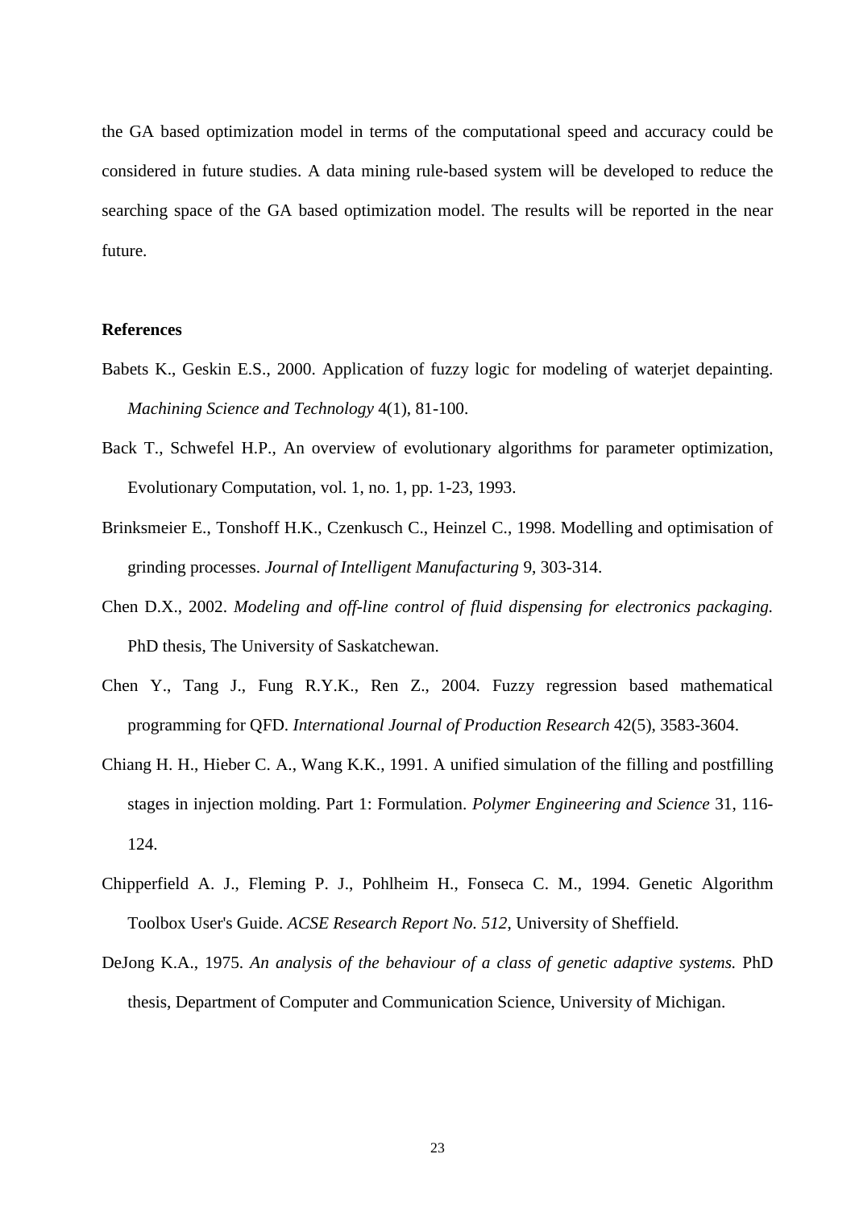the GA based optimization model in terms of the computational speed and accuracy could be considered in future studies. A data mining rule-based system will be developed to reduce the searching space of the GA based optimization model. The results will be reported in the near future.

## References

Babets K., Geskin E.S., 2000. Application of fuzzy logic for modeling of waterjet depainting. *Machining Science and Technology* 4(1), 81-100.

Back T., Schwefel H.P., An overview of evolutionary algorithms for parameter optimization, Evolutionary Computation, vol. 1, no. 1, pp. 1-23, 1993.

Brinksmeier E., Tonshoff H.K., Czenkusch C., Heinzel C., 1998. Modelling and optimisation of grinding processes. *Journal of Intelligent Manufacturing* 9, 303-314.

Chen D.X., 2002. *Modeling and off-line control of fluid dispensing for electronics packaging.* PhD thesis, The University of Saskatchewan.

Chen Y., Tang J., Fung R.Y.K., Ren Z., 2004. Fuzzy regression based mathematical programming for QFD. *International Journal of Production Research* 42(5), 3583-3604.

Chiang H. H., Hieber C. A., Wang K.K., 1991. A unified simulation of the filling and postfilling stages in injection molding. Part 1: Formulation. *Polymer Engineering and Science* 31, 116-124.

Chipperfield A. J., Fleming P. J., Pohlheim H., Fonseca C. M., 1994. Genetic Algorithm Toolbox User's Guide. *ACSE Research Report No. 512*, University of Sheffield.

DeJong K.A., 1975. *An analysis of the behaviour of a class of genetic adaptive systems.* PhD thesis, Department of Computer and Communication Science, University of Michigan.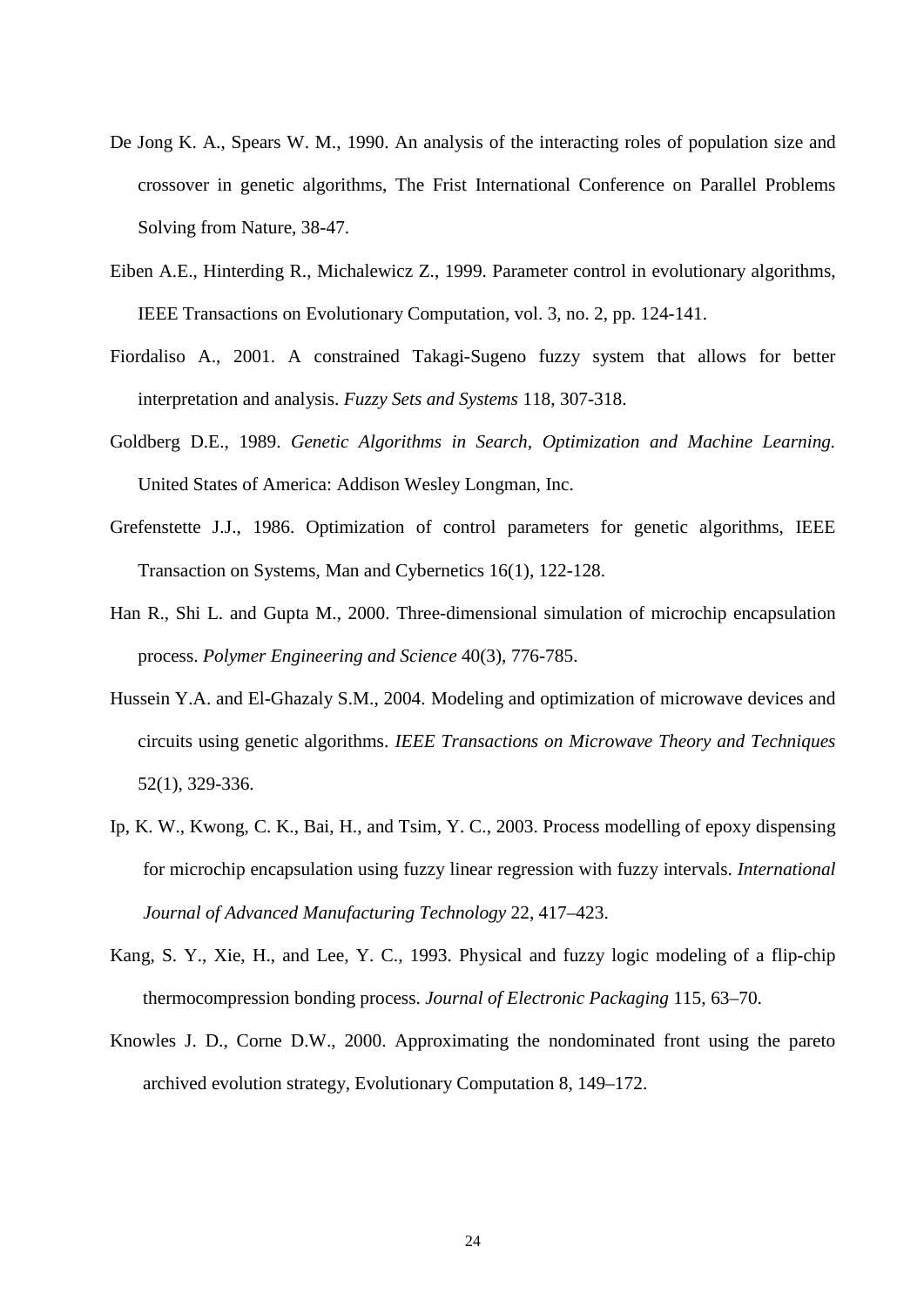De Jong K. A., Spears W. M., 1990. An analysis of the interacting roles of population size and crossover in genetic algorithms, The Frist International Conference on Parallel Problems Solving from Nature, 38-47.

Eiben A.E., Hinterding R., Michalewicz Z., 1999. Parameter control in evolutionary algorithms, IEEE Transactions on Evolutionary Computation, vol. 3, no. 2, pp. 124-141.

Fiordaliso A., 2001. A constrained Takagi-Sugeno fuzzy system that allows for better interpretation and analysis. *Fuzzy Sets and Systems* 118, 307-318.

Goldberg D.E., 1989. *Genetic Algorithms in Search, Optimization and Machine Learning.* United States of America: Addison Wesley Longman, Inc.

Grefenstette J.J., 1986. Optimization of control parameters for genetic algorithms, IEEE Transaction on Systems, Man and Cybernetics 16(1), 122-128.

Han R., Shi L. and Gupta M., 2000. Three-dimensional simulation of microchip encapsulation process. *Polymer Engineering and Science* 40(3), 776-785.

Hussein Y.A. and El-Ghazaly S.M., 2004. Modeling and optimization of microwave devices and circuits using genetic algorithms. *IEEE Transactions on Microwave Theory and Techniques* 52(1), 329-336.

Ip, K. W., Kwong, C. K., Bai, H., and Tsim, Y. C., 2003. Process modelling of epoxy dispensing for microchip encapsulation using fuzzy linear regression with fuzzy intervals. *International Journal of Advanced Manufacturing Technology* 22, 417–423.

Kang, S. Y., Xie, H., and Lee, Y. C., 1993. Physical and fuzzy logic modeling of a flip-chip thermocompression bonding process. *Journal of Electronic Packaging* 115, 63–70.

Knowles J. D., Corne D.W., 2000. Approximating the nondominated front using the pareto archived evolution strategy, Evolutionary Computation 8, 149–172.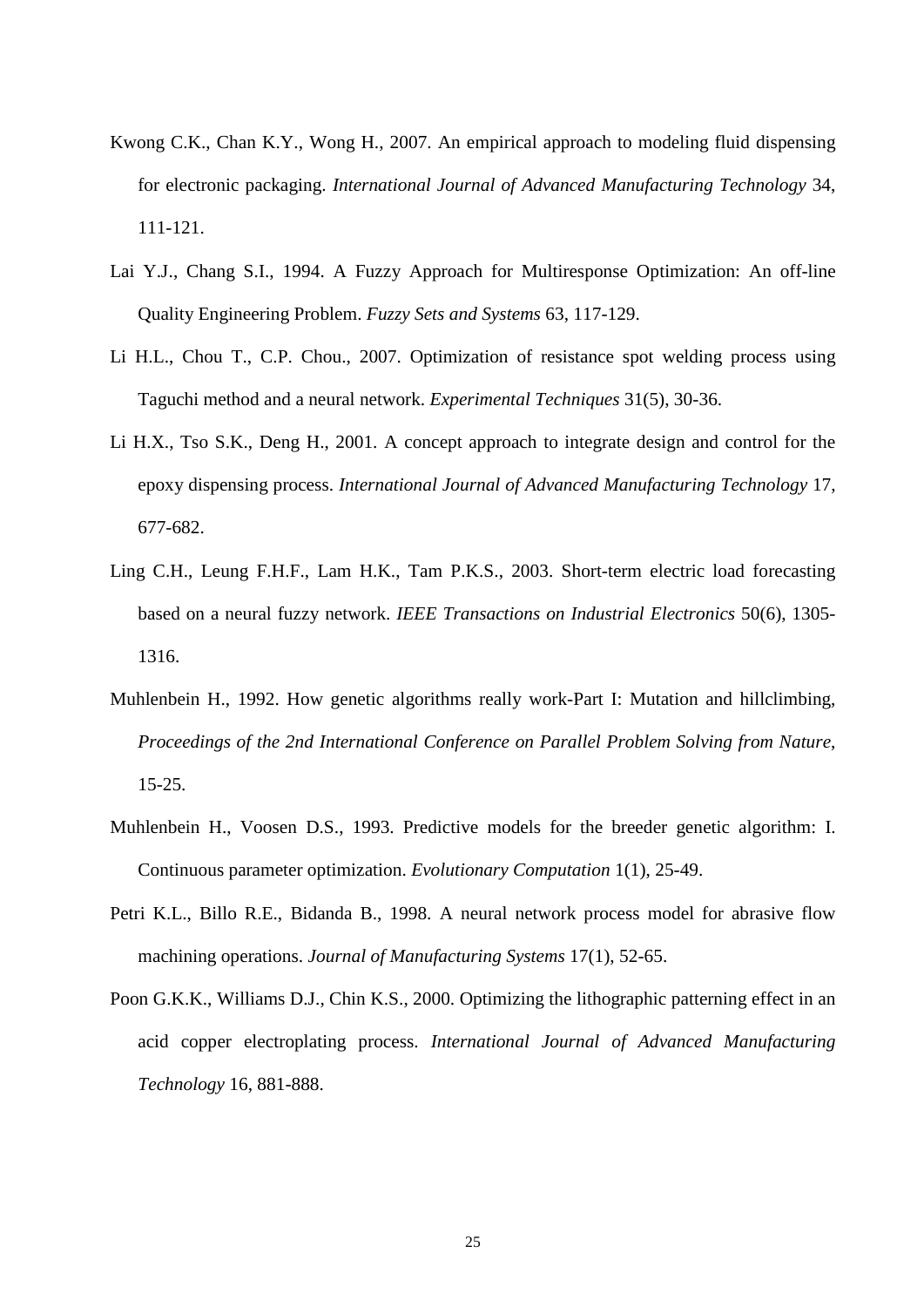Kwong C.K., Chan K.Y., Wong H., 2007. An empirical approach to modeling fluid dispensing for electronic packaging. *International Journal of Advanced Manufacturing Technology* 34, 111-121.

Lai Y.J., Chang S.I., 1994. A Fuzzy Approach for Multiresponse Optimization: An off-line Quality Engineering Problem. *Fuzzy Sets and Systems* 63, 117-129.

Li H.L., Chou T., C.P. Chou., 2007. Optimization of resistance spot welding process using Taguchi method and a neural network. *Experimental Techniques* 31(5), 30-36.

Li H.X., Tso S.K., Deng H., 2001. A concept approach to integrate design and control for the epoxy dispensing process. *International Journal of Advanced Manufacturing Technology* 17, 677-682.

Ling C.H., Leung F.H.F., Lam H.K., Tam P.K.S., 2003. Short-term electric load forecasting based on a neural fuzzy network. *IEEE Transactions on Industrial Electronics* 50(6), 1305-1316.

Muhlenbein H., 1992. How genetic algorithms really work-Part I: Mutation and hillclimbing, *Proceedings of the 2nd International Conference on Parallel Problem Solving from Nature*, 15-25.

Muhlenbein H., Voosen D.S., 1993. Predictive models for the breeder genetic algorithm: I. Continuous parameter optimization. *Evolutionary Computation* 1(1), 25-49.

Petri K.L., Billo R.E., Bidanda B., 1998. A neural network process model for abrasive flow machining operations. *Journal of Manufacturing Systems* 17(1), 52-65.

Poon G.K.K., Williams D.J., Chin K.S., 2000. Optimizing the lithographic patterning effect in an acid copper electroplating process. *International Journal of Advanced Manufacturing Technology* 16, 881-888.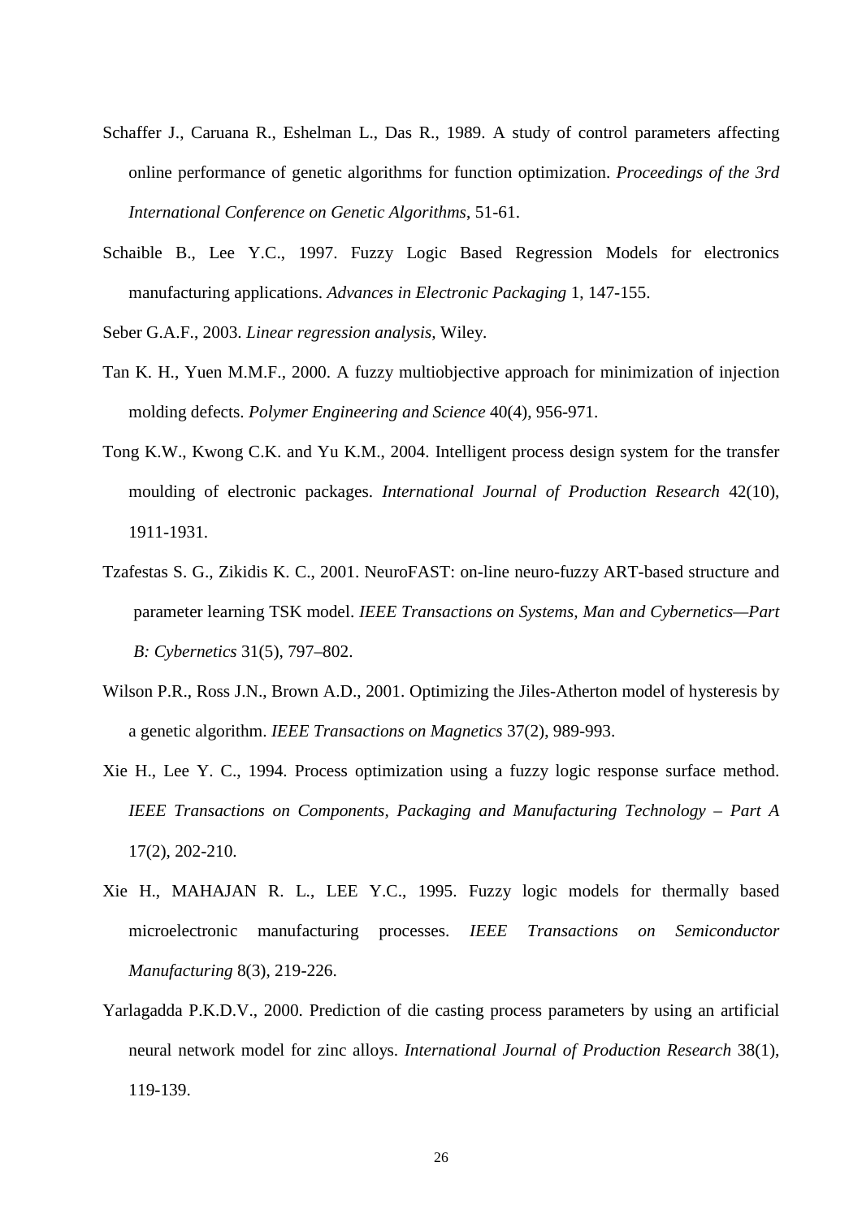Schaffer J., Caruana R., Eshelman L., Das R., 1989. A study of control parameters affecting online performance of genetic algorithms for function optimization. *Proceedings of the 3rd International Conference on Genetic Algorithms*, 51-61.

Schaible B., Lee Y.C., 1997. Fuzzy Logic Based Regression Models for electronics manufacturing applications. *Advances in Electronic Packaging* 1, 147-155.

Seber G.A.F., 2003. *Linear regression analysis*, Wiley.

Tan K. H., Yuen M.M.F., 2000. A fuzzy multiobjective approach for minimization of injection molding defects. *Polymer Engineering and Science* 40(4), 956-971.

Tong K.W., Kwong C.K. and Yu K.M., 2004. Intelligent process design system for the transfer moulding of electronic packages. *International Journal of Production Research* 42(10), 1911-1931.

Tzafestas S. G., Zikidis K. C., 2001. NeuroFAST: on-line neuro-fuzzy ART-based structure and parameter learning TSK model. *IEEE Transactions on Systems, Man and Cybernetics—Part B: Cybernetics* 31(5), 797–802.

Wilson P.R., Ross J.N., Brown A.D., 2001. Optimizing the Jiles-Atherton model of hysteresis by a genetic algorithm. *IEEE Transactions on Magnetics* 37(2), 989-993.

Xie H., Lee Y. C., 1994. Process optimization using a fuzzy logic response surface method. *IEEE Transactions on Components, Packaging and Manufacturing Technology – Part A* 17(2), 202-210.

Xie H., MAHAJAN R. L., LEE Y.C., 1995. Fuzzy logic models for thermally based microelectronic manufacturing processes. *IEEE Transactions on Semiconductor Manufacturing* 8(3), 219-226.

Yarlagadda P.K.D.V., 2000. Prediction of die casting process parameters by using an artificial neural network model for zinc alloys. *International Journal of Production Research* 38(1), 119-139.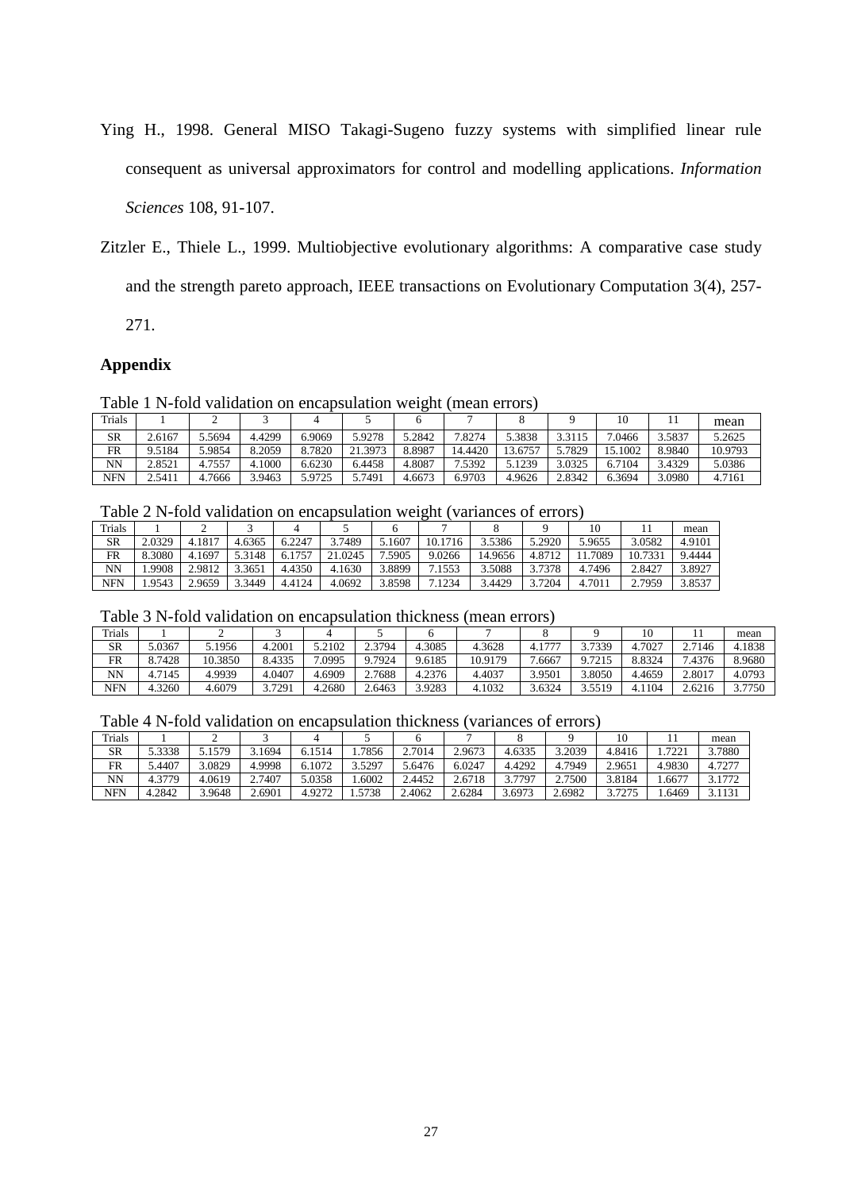Ying H., 1998. General MISO Takagi-Sugeno fuzzy systems with simplified linear rule consequent as universal approximators for control and modelling applications. *Information Sciences* 108, 91-107.

Zitzler E., Thiele L., 1999. Multiobjective evolutionary algorithms: A comparative case study and the strength pareto approach, IEEE transactions on Evolutionary Computation 3(4), 257-271.

## Appendix

Table 1 N-fold validation on encapsulation weight (mean errors)

| Trials | 1 | 2 | 3 | 4 | 5 | 6 | 7 | 8 | 9 | 10 | 11 | mean |
|---|---|---|---|---|---|---|---|---|---|---|---|---|
| SR | 2.6167 | 5.5694 | 4.4299 | 6.9069 | 5.9278 | 5.2842 | 7.8274 | 5.3838 | 3.3115 | 7.0466 | 3.5837 | 5.2625 |
| FR | 9.5184 | 5.9854 | 8.2059 | 8.7820 | 21.3973 | 8.8987 | 14.4420 | 13.6757 | 5.7829 | 15.1002 | 8.9840 | 10.9793 |
| NN | 2.8521 | 4.7557 | 4.1000 | 6.6230 | 6.4458 | 4.8087 | 7.5392 | 5.1239 | 3.0325 | 6.7104 | 3.4329 | 5.0386 |
| NFN | 2.5411 | 4.7666 | 3.9463 | 5.9725 | 5.7491 | 4.6673 | 6.9703 | 4.9626 | 2.8342 | 6.3694 | 3.0980 | 4.7161 |

Table 2 N-fold validation on encapsulation weight (variances of errors)

| Trials | 1 | 2 | 3 | 4 | 5 | 6 | 7 | 8 | 9 | 10 | 11 | mean |
|---|---|---|---|---|---|---|---|---|---|---|---|---|
| SR | 2.0329 | 4.1817 | 4.6365 | 6.2247 | 3.7489 | 5.1607 | 10.1716 | 3.5386 | 5.2920 | 5.9655 | 3.0582 | 4.9101 |
| FR | 8.3080 | 4.1697 | 5.3148 | 6.1757 | 21.0245 | 7.5905 | 9.0266 | 14.9656 | 4.8712 | 11.7089 | 10.7331 | 9.4444 |
| NN | 1.9908 | 2.9812 | 3.3651 | 4.4350 | 4.1630 | 3.8899 | 7.1553 | 3.5088 | 3.7378 | 4.7496 | 2.8427 | 3.8927 |
| NFN | 1.9543 | 2.9659 | 3.3449 | 4.4124 | 4.0692 | 3.8598 | 7.1234 | 3.4429 | 3.7204 | 4.7011 | 2.7959 | 3.8537 |

Table 3 N-fold validation on encapsulation thickness (mean errors)

| Trials | 1 | 2 | 3 | 4 | 5 | 6 | 7 | 8 | 9 | 10 | 11 | mean |
|---|---|---|---|---|---|---|---|---|---|---|---|---|
| SR | 5.0367 | 5.1956 | 4.2001 | 5.2102 | 2.3794 | 4.3085 | 4.3628 | 4.1777 | 3.7339 | 4.7027 | 2.7146 | 4.1838 |
| FR | 8.7428 | 10.3850 | 8.4335 | 7.0995 | 9.7924 | 9.6185 | 10.9179 | 7.6667 | 9.7215 | 8.8324 | 7.4376 | 8.9680 |
| NN | 4.7145 | 4.9939 | 4.0407 | 4.6909 | 2.7688 | 4.2376 | 4.4037 | 3.9501 | 3.8050 | 4.4659 | 2.8017 | 4.0793 |
| NFN | 4.3260 | 4.6079 | 3.7291 | 4.2680 | 2.6463 | 3.9283 | 4.1032 | 3.6324 | 3.5519 | 4.1104 | 2.6216 | 3.7750 |

Table 4 N-fold validation on encapsulation thickness (variances of errors)

| Trials | 1 | 2 | 3 | 4 | 5 | 6 | 7 | 8 | 9 | 10 | 11 | mean |
|---|---|---|---|---|---|---|---|---|---|---|---|---|
| SR | 5.3338 | 5.1579 | 3.1694 | 6.1514 | 1.7856 | 2.7014 | 2.9673 | 4.6335 | 3.2039 | 4.8416 | 1.7221 | 3.7880 |
| FR | 5.4407 | 3.0829 | 4.9998 | 6.1072 | 3.5297 | 5.6476 | 6.0247 | 4.4292 | 4.7949 | 2.9651 | 4.9830 | 4.7277 |
| NN | 4.3779 | 4.0619 | 2.7407 | 5.0358 | 1.6002 | 2.4452 | 2.6718 | 3.7797 | 2.7500 | 3.8184 | 1.6677 | 3.1772 |
| NFN | 4.2842 | 3.9648 | 2.6901 | 4.9272 | 1.5738 | 2.4062 | 2.6284 | 3.6973 | 2.6982 | 3.7275 | 1.6469 | 3.1131 |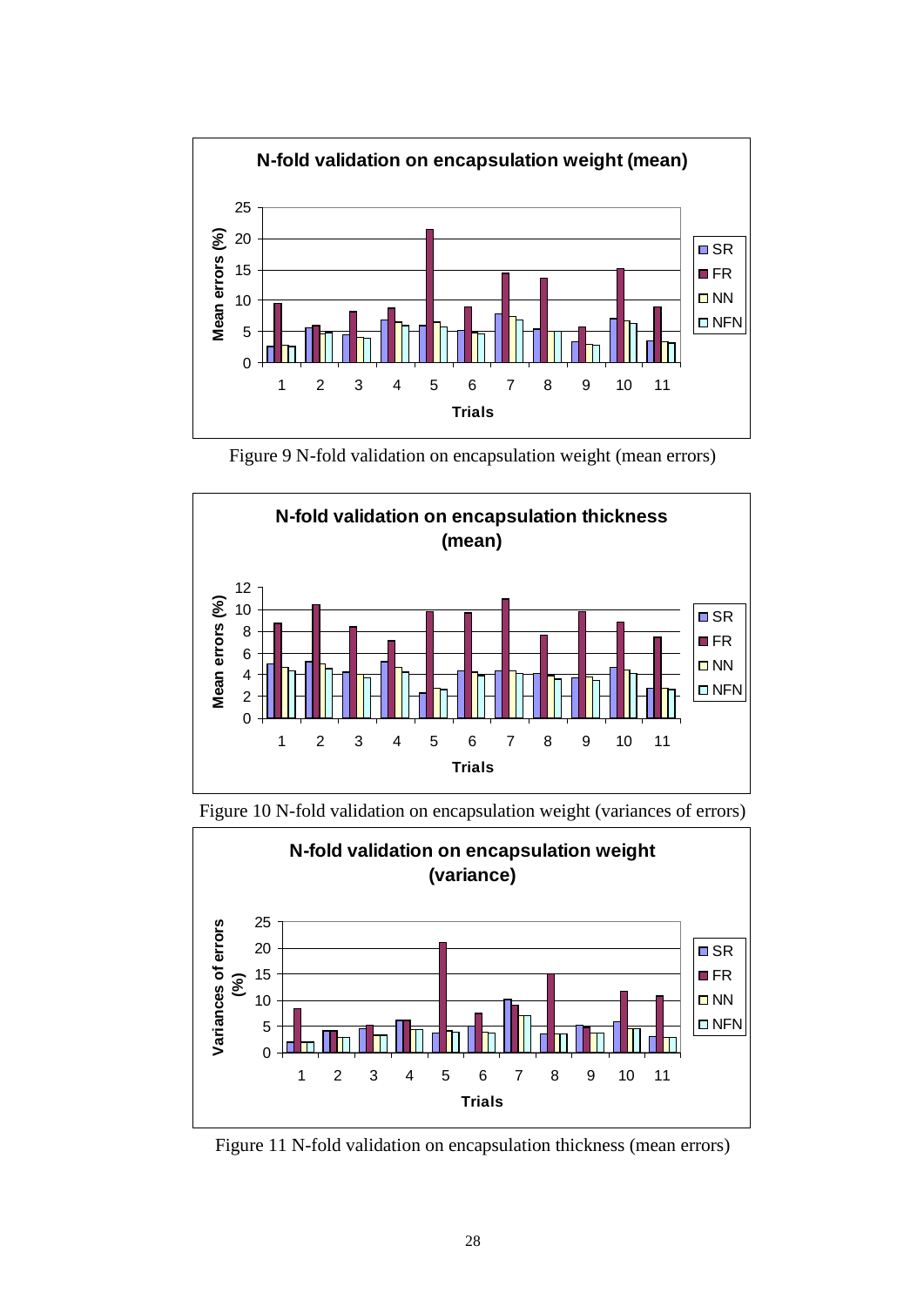Figure 9 N-fold validation on encapsulation weight (mean errors)

Figure 10 N-fold validation on encapsulation weight (variances of errors)

Figure 11 N-fold validation on encapsulation thickness (mean errors)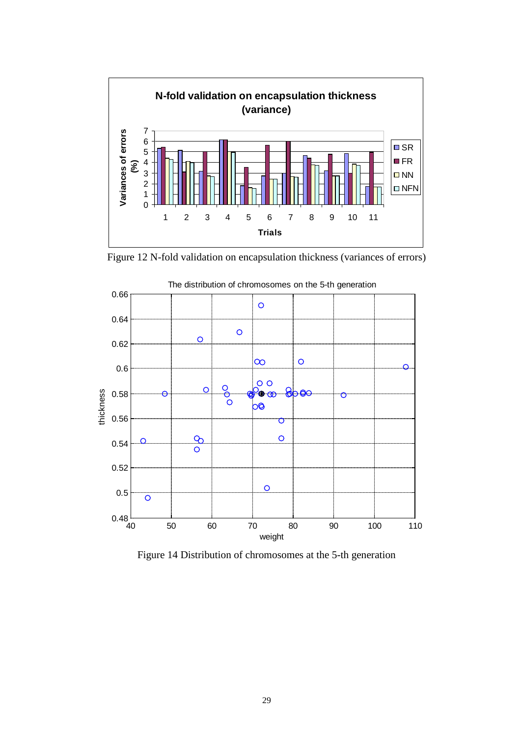Figure 12 N-fold validation on encapsulation thickness (variances of errors)

Figure 14 Distribution of chromosomes at the 5-th generation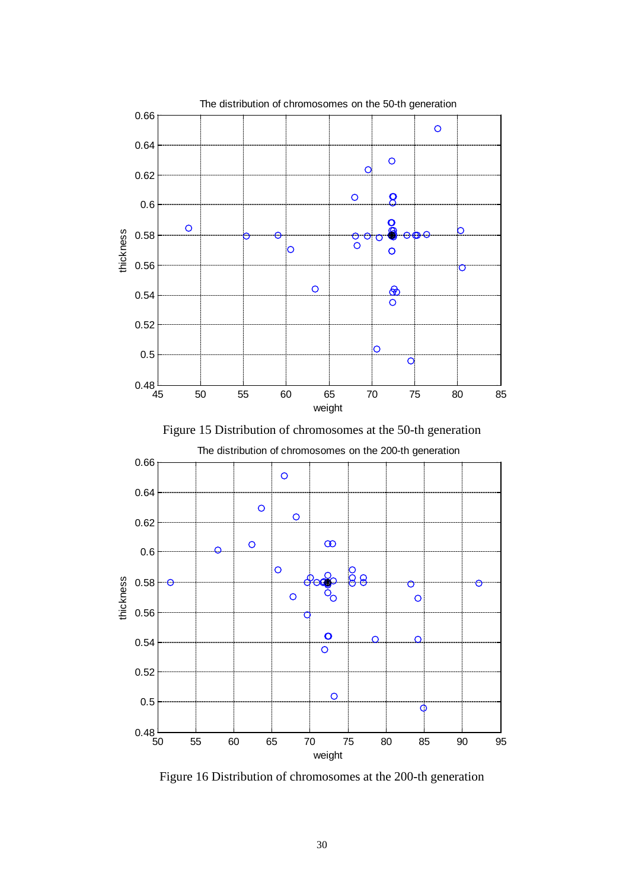Figure 15 Distribution of chromosomes at the 50-th generation

Figure 16 Distribution of chromosomes at the 200-th generation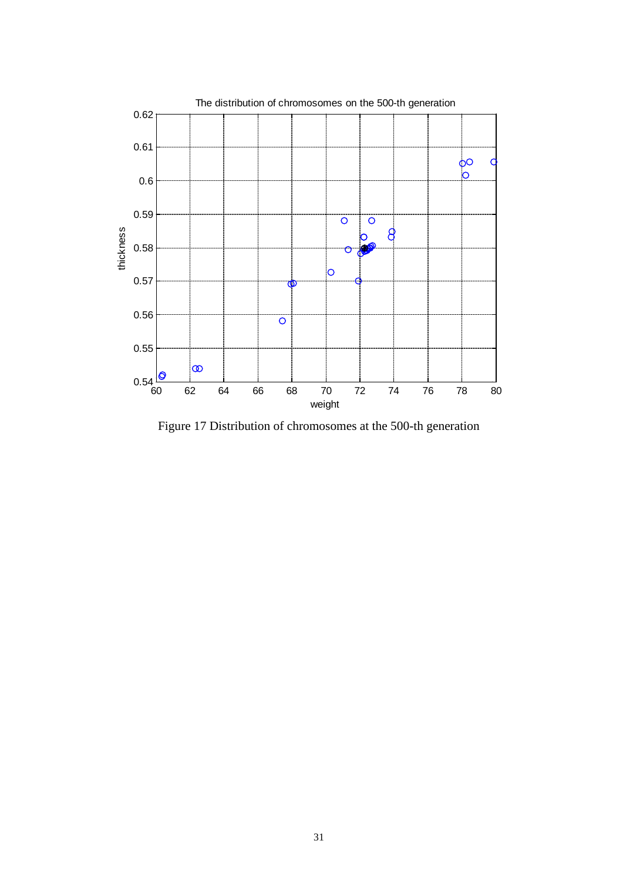The distribution of chromosomes on the 500-th generation

thickness

0.62
0.61
0.6
0.59
0.58
0.57
0.56
0.55
0.54

60 62 64 66 68 70 72 74 76 78 80

weight

Figure 17 Distribution of chromosomes at the 500-th generation